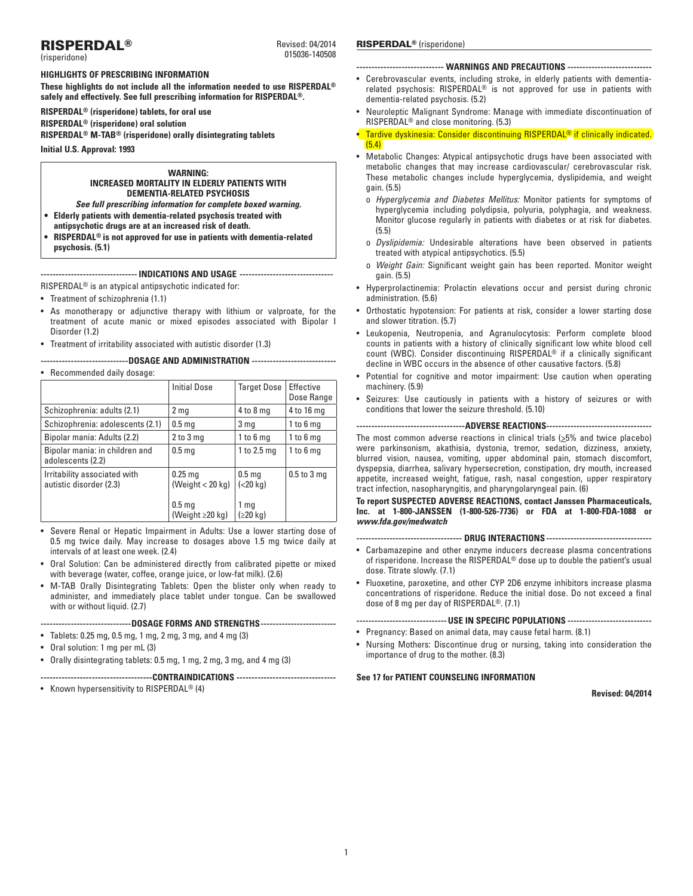# RISPERDAL®

(risperidone)

Revised: 04/2014
015036-140508

**HIGHLIGHTS OF PRESCRIBING INFORMATION**

**These highlights do not include all the information needed to use RISPERDAL® safely and effectively. See full prescribing information for RISPERDAL®.**

**RISPERDAL® (risperidone) tablets, for oral use**
**RISPERDAL® (risperidone) oral solution**
**RISPERDAL® M-TAB® (risperidone) orally disintegrating tablets**

**Initial U.S. Approval: 1993**

**WARNING:**
**INCREASED MORTALITY IN ELDERLY PATIENTS WITH DEMENTIA-RELATED PSYCHOSIS**

***See full prescribing information for complete boxed warning.***

- **Elderly patients with dementia-related psychosis treated with antipsychotic drugs are at an increased risk of death.**
- **RISPERDAL® is not approved for use in patients with dementia-related psychosis. (5.1)**

## INDICATIONS AND USAGE

RISPERDAL® is an atypical antipsychotic indicated for:

- Treatment of schizophrenia (1.1)
- As monotherapy or adjunctive therapy with lithium or valproate, for the treatment of acute manic or mixed episodes associated with Bipolar I Disorder (1.2)
- Treatment of irritability associated with autistic disorder (1.3)

## DOSAGE AND ADMINISTRATION

- Recommended daily dosage:

| | Initial Dose | Target Dose | Effective Dose Range |
|---|---|---|---|
| Schizophrenia: adults (2.1) | 2 mg | 4 to 8 mg | 4 to 16 mg |
| Schizophrenia: adolescents (2.1) | 0.5 mg | 3 mg | 1 to 6 mg |
| Bipolar mania: Adults (2.2) | 2 to 3 mg | 1 to 6 mg | 1 to 6 mg |
| Bipolar mania: in children and adolescents (2.2) | 0.5 mg | 1 to 2.5 mg | 1 to 6 mg |
| Irritability associated with autistic disorder (2.3) | 0.25 mg (Weight < 20 kg)<br>0.5 mg (Weight ≥20 kg) | 0.5 mg (<20 kg)<br>1 mg (≥20 kg) | 0.5 to 3 mg |

- Severe Renal or Hepatic Impairment in Adults: Use a lower starting dose of 0.5 mg twice daily. May increase to dosages above 1.5 mg twice daily at intervals of at least one week. (2.4)
- Oral Solution: Can be administered directly from calibrated pipette or mixed with beverage (water, coffee, orange juice, or low-fat milk). (2.6)
- M-TAB Orally Disintegrating Tablets: Open the blister only when ready to administer, and immediately place tablet under tongue. Can be swallowed with or without liquid. (2.7)

## DOSAGE FORMS AND STRENGTHS

- Tablets: 0.25 mg, 0.5 mg, 1 mg, 2 mg, 3 mg, and 4 mg (3)
- Oral solution: 1 mg per mL (3)
- Orally disintegrating tablets: 0.5 mg, 1 mg, 2 mg, 3 mg, and 4 mg (3)

## CONTRAINDICATIONS

- Known hypersensitivity to RISPERDAL® (4)

## WARNINGS AND PRECAUTIONS

- Cerebrovascular events, including stroke, in elderly patients with dementia-related psychosis: RISPERDAL® is not approved for use in patients with dementia-related psychosis. (5.2)
- Neuroleptic Malignant Syndrome: Manage with immediate discontinuation of RISPERDAL® and close monitoring. (5.3)
- Tardive dyskinesia: Consider discontinuing RISPERDAL® if clinically indicated. (5.4)
- Metabolic Changes: Atypical antipsychotic drugs have been associated with metabolic changes that may increase cardiovascular/ cerebrovascular risk. These metabolic changes include hyperglycemia, dyslipidemia, and weight gain. (5.5)
  - o *Hyperglycemia and Diabetes Mellitus:* Monitor patients for symptoms of hyperglycemia including polydipsia, polyuria, polyphagia, and weakness. Monitor glucose regularly in patients with diabetes or at risk for diabetes. (5.5)
  - o *Dyslipidemia:* Undesirable alterations have been observed in patients treated with atypical antipsychotics. (5.5)
  - o *Weight Gain:* Significant weight gain has been reported. Monitor weight gain. (5.5)
- Hyperprolactinemia: Prolactin elevations occur and persist during chronic administration. (5.6)
- Orthostatic hypotension: For patients at risk, consider a lower starting dose and slower titration. (5.7)
- Leukopenia, Neutropenia, and Agranulocytosis: Perform complete blood counts in patients with a history of clinically significant low white blood cell count (WBC). Consider discontinuing RISPERDAL® if a clinically significant decline in WBC occurs in the absence of other causative factors. (5.8)
- Potential for cognitive and motor impairment: Use caution when operating machinery. (5.9)
- Seizures: Use cautiously in patients with a history of seizures or with conditions that lower the seizure threshold. (5.10)

## ADVERSE REACTIONS

The most common adverse reactions in clinical trials (≥5% and twice placebo) were parkinsonism, akathisia, dystonia, tremor, sedation, dizziness, anxiety, blurred vision, nausea, vomiting, upper abdominal pain, stomach discomfort, dyspepsia, diarrhea, salivary hypersecretion, constipation, dry mouth, increased appetite, increased weight, fatigue, rash, nasal congestion, upper respiratory tract infection, nasopharyngitis, and pharyngolaryngeal pain. (6)

**To report SUSPECTED ADVERSE REACTIONS, contact Janssen Pharmaceuticals, Inc. at 1-800-JANSSEN (1-800-526-7736) or FDA at 1-800-FDA-1088 or *www.fda.gov/medwatch***

## DRUG INTERACTIONS

- Carbamazepine and other enzyme inducers decrease plasma concentrations of risperidone. Increase the RISPERDAL® dose up to double the patient's usual dose. Titrate slowly. (7.1)
- Fluoxetine, paroxetine, and other CYP 2D6 enzyme inhibitors increase plasma concentrations of risperidone. Reduce the initial dose. Do not exceed a final dose of 8 mg per day of RISPERDAL®. (7.1)

## USE IN SPECIFIC POPULATIONS

- Pregnancy: Based on animal data, may cause fetal harm. (8.1)
- Nursing Mothers: Discontinue drug or nursing, taking into consideration the importance of drug to the mother. (8.3)

**See 17 for PATIENT COUNSELING INFORMATION**

**Revised: 04/2014**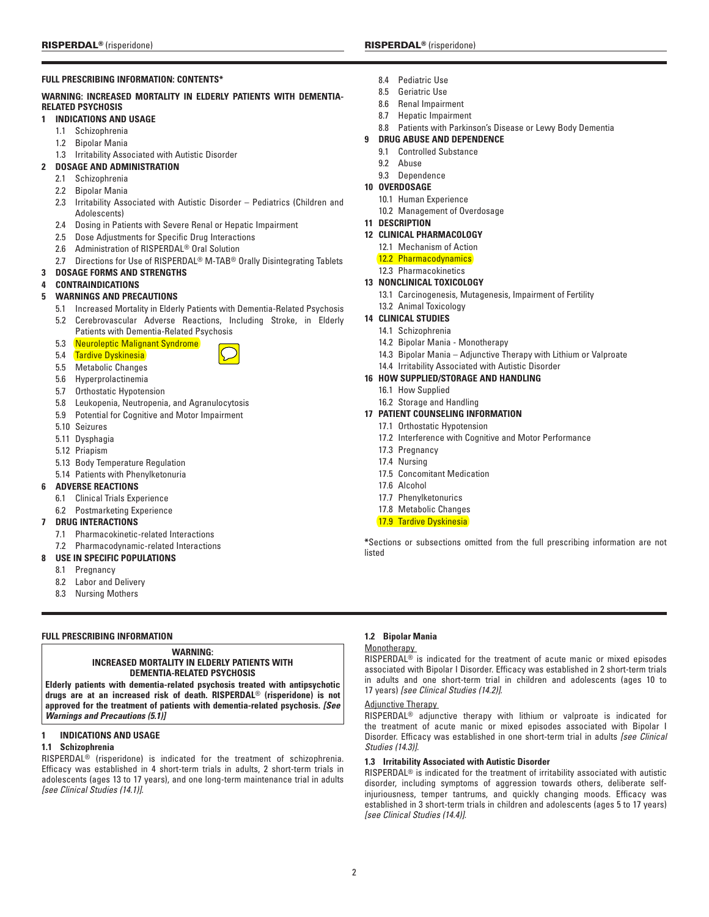## FULL PRESCRIBING INFORMATION: CONTENTS*

**WARNING: INCREASED MORTALITY IN ELDERLY PATIENTS WITH DEMENTIA-RELATED PSYCHOSIS**

**1 INDICATIONS AND USAGE**
- 1.1 Schizophrenia
- 1.2 Bipolar Mania
- 1.3 Irritability Associated with Autistic Disorder

**2 DOSAGE AND ADMINISTRATION**
- 2.1 Schizophrenia
- 2.2 Bipolar Mania
- 2.3 Irritability Associated with Autistic Disorder – Pediatrics (Children and Adolescents)
- 2.4 Dosing in Patients with Severe Renal or Hepatic Impairment
- 2.5 Dose Adjustments for Specific Drug Interactions
- 2.6 Administration of RISPERDAL® Oral Solution
- 2.7 Directions for Use of RISPERDAL® M-TAB® Orally Disintegrating Tablets

**3 DOSAGE FORMS AND STRENGTHS**

**4 CONTRAINDICATIONS**

**5 WARNINGS AND PRECAUTIONS**
- 5.1 Increased Mortality in Elderly Patients with Dementia-Related Psychosis
- 5.2 Cerebrovascular Adverse Reactions, Including Stroke, in Elderly Patients with Dementia-Related Psychosis
- 5.3 Neuroleptic Malignant Syndrome
- 5.4 Tardive Dyskinesia
- 5.5 Metabolic Changes
- 5.6 Hyperprolactinemia
- 5.7 Orthostatic Hypotension
- 5.8 Leukopenia, Neutropenia, and Agranulocytosis
- 5.9 Potential for Cognitive and Motor Impairment
- 5.10 Seizures
- 5.11 Dysphagia
- 5.12 Priapism
- 5.13 Body Temperature Regulation
- 5.14 Patients with Phenylketonuria

**6 ADVERSE REACTIONS**
- 6.1 Clinical Trials Experience
- 6.2 Postmarketing Experience

**7 DRUG INTERACTIONS**
- 7.1 Pharmacokinetic-related Interactions
- 7.2 Pharmacodynamic-related Interactions

**8 USE IN SPECIFIC POPULATIONS**
- 8.1 Pregnancy
- 8.2 Labor and Delivery
- 8.3 Nursing Mothers
- 8.4 Pediatric Use
- 8.5 Geriatric Use
- 8.6 Renal Impairment
- 8.7 Hepatic Impairment
- 8.8 Patients with Parkinson's Disease or Lewy Body Dementia

**9 DRUG ABUSE AND DEPENDENCE**
- 9.1 Controlled Substance
- 9.2 Abuse
- 9.3 Dependence

**10 OVERDOSAGE**
- 10.1 Human Experience
- 10.2 Management of Overdosage

**11 DESCRIPTION**

**12 CLINICAL PHARMACOLOGY**
- 12.1 Mechanism of Action
- 12.2 Pharmacodynamics
- 12.3 Pharmacokinetics

**13 NONCLINICAL TOXICOLOGY**
- 13.1 Carcinogenesis, Mutagenesis, Impairment of Fertility
- 13.2 Animal Toxicology

**14 CLINICAL STUDIES**
- 14.1 Schizophrenia
- 14.2 Bipolar Mania - Monotherapy
- 14.3 Bipolar Mania – Adjunctive Therapy with Lithium or Valproate
- 14.4 Irritability Associated with Autistic Disorder

**16 HOW SUPPLIED/STORAGE AND HANDLING**
- 16.1 How Supplied
- 16.2 Storage and Handling

**17 PATIENT COUNSELING INFORMATION**
- 17.1 Orthostatic Hypotension
- 17.2 Interference with Cognitive and Motor Performance
- 17.3 Pregnancy
- 17.4 Nursing
- 17.5 Concomitant Medication
- 17.6 Alcohol
- 17.7 Phenylketonurics
- 17.8 Metabolic Changes
- 17.9 Tardive Dyskinesia

*Sections or subsections omitted from the full prescribing information are not listed

## FULL PRESCRIBING INFORMATION

**WARNING:**
**INCREASED MORTALITY IN ELDERLY PATIENTS WITH DEMENTIA-RELATED PSYCHOSIS**

**Elderly patients with dementia-related psychosis treated with antipsychotic drugs are at an increased risk of death. RISPERDAL® (risperidone) is not approved for the treatment of patients with dementia-related psychosis. *[See Warnings and Precautions (5.1)]***

## 1 INDICATIONS AND USAGE

### 1.1 Schizophrenia

RISPERDAL® (risperidone) is indicated for the treatment of schizophrenia. Efficacy was established in 4 short-term trials in adults, 2 short-term trials in adolescents (ages 13 to 17 years), and one long-term maintenance trial in adults *[see Clinical Studies (14.1)]*.

### 1.2 Bipolar Mania

Monotherapy

RISPERDAL® is indicated for the treatment of acute manic or mixed episodes associated with Bipolar I Disorder. Efficacy was established in 2 short-term trials in adults and one short-term trial in children and adolescents (ages 10 to 17 years) *[see Clinical Studies (14.2)]*.

Adjunctive Therapy

RISPERDAL® adjunctive therapy with lithium or valproate is indicated for the treatment of acute manic or mixed episodes associated with Bipolar I Disorder. Efficacy was established in one short-term trial in adults *[see Clinical Studies (14.3)]*.

### 1.3 Irritability Associated with Autistic Disorder

RISPERDAL® is indicated for the treatment of irritability associated with autistic disorder, including symptoms of aggression towards others, deliberate self-injuriousness, temper tantrums, and quickly changing moods. Efficacy was established in 3 short-term trials in children and adolescents (ages 5 to 17 years) *[see Clinical Studies (14.4)]*.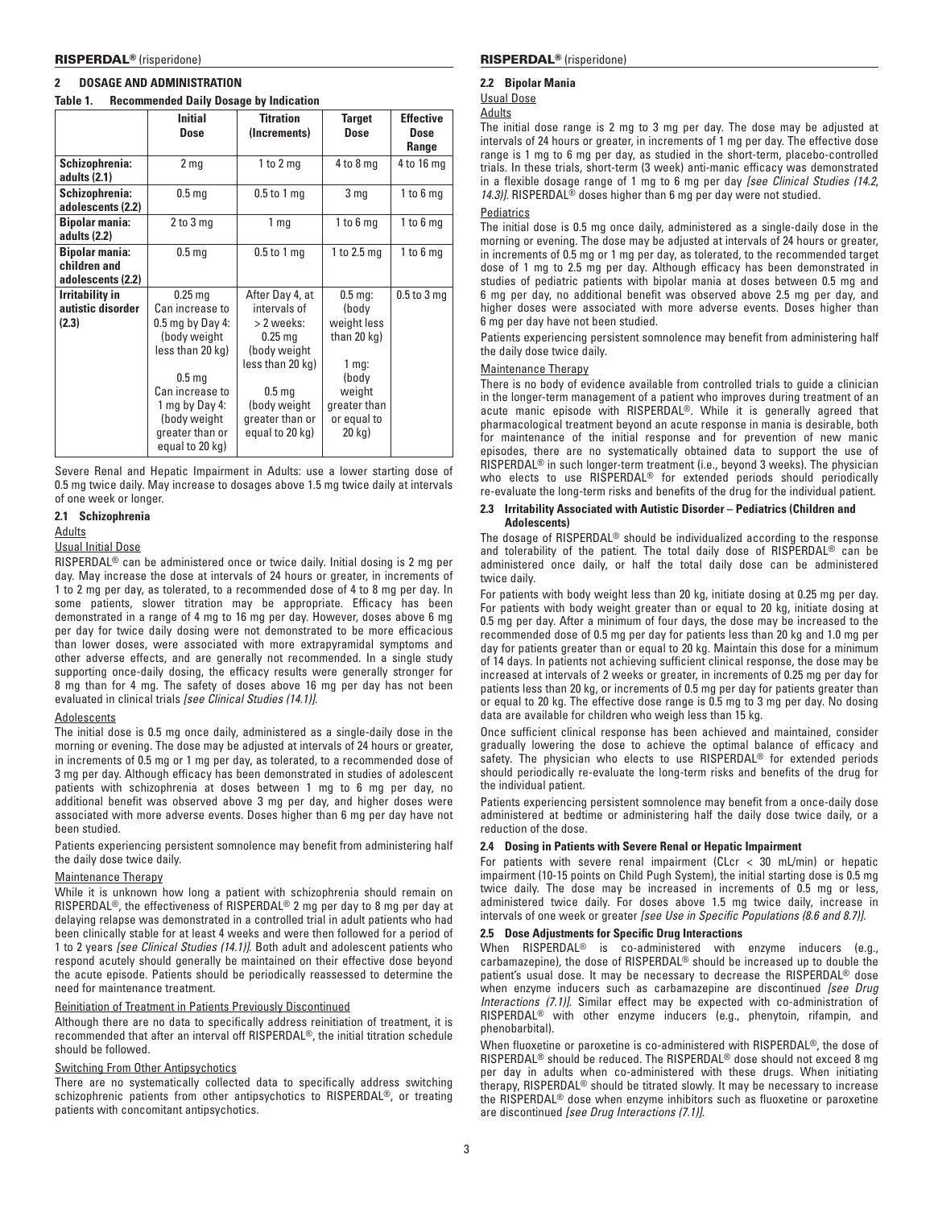## 2 DOSAGE AND ADMINISTRATION

**Table 1. Recommended Daily Dosage by Indication**

| | Initial Dose | Titration (Increments) | Target Dose | Effective Dose Range |
|---|---|---|---|---|
| **Schizophrenia: adults (2.1)** | 2 mg | 1 to 2 mg | 4 to 8 mg | 4 to 16 mg |
| **Schizophrenia: adolescents (2.2)** | 0.5 mg | 0.5 to 1 mg | 3 mg | 1 to 6 mg |
| **Bipolar mania: adults (2.2)** | 2 to 3 mg | 1 mg | 1 to 6 mg | 1 to 6 mg |
| **Bipolar mania: children and adolescents (2.2)** | 0.5 mg | 0.5 to 1 mg | 1 to 2.5 mg | 1 to 6 mg |
| **Irritability in autistic disorder (2.3)** | 0.25 mg Can increase to 0.5 mg by Day 4: (body weight less than 20 kg)<br><br>0.5 mg Can increase to 1 mg by Day 4: (body weight greater than or equal to 20 kg) | After Day 4, at intervals of > 2 weeks: 0.25 mg (body weight less than 20 kg)<br><br>0.5 mg (body weight greater than or equal to 20 kg) | 0.5 mg: (body weight less than 20 kg)<br><br>1 mg: (body weight greater than or equal to 20 kg) | 0.5 to 3 mg |

Severe Renal and Hepatic Impairment in Adults: use a lower starting dose of 0.5 mg twice daily. May increase to dosages above 1.5 mg twice daily at intervals of one week or longer.

### 2.1 Schizophrenia

Adults

Usual Initial Dose

RISPERDAL® can be administered once or twice daily. Initial dosing is 2 mg per day. May increase the dose at intervals of 24 hours or greater, in increments of 1 to 2 mg per day, as tolerated, to a recommended dose of 4 to 8 mg per day. In some patients, slower titration may be appropriate. Efficacy has been demonstrated in a range of 4 mg to 16 mg per day. However, doses above 6 mg per day for twice daily dosing were not demonstrated to be more efficacious than lower doses, were associated with more extrapyramidal symptoms and other adverse effects, and are generally not recommended. In a single study supporting once-daily dosing, the efficacy results were generally stronger for 8 mg than for 4 mg. The safety of doses above 16 mg per day has not been evaluated in clinical trials *[see Clinical Studies (14.1)]*.

Adolescents

The initial dose is 0.5 mg once daily, administered as a single-daily dose in the morning or evening. The dose may be adjusted at intervals of 24 hours or greater, in increments of 0.5 mg or 1 mg per day, as tolerated, to a recommended dose of 3 mg per day. Although efficacy has been demonstrated in studies of adolescent patients with schizophrenia at doses between 1 mg to 6 mg per day, no additional benefit was observed above 3 mg per day, and higher doses were associated with more adverse events. Doses higher than 6 mg per day have not been studied.

Patients experiencing persistent somnolence may benefit from administering half the daily dose twice daily.

Maintenance Therapy

While it is unknown how long a patient with schizophrenia should remain on RISPERDAL®, the effectiveness of RISPERDAL® 2 mg per day to 8 mg per day at delaying relapse was demonstrated in a controlled trial in adult patients who had been clinically stable for at least 4 weeks and were then followed for a period of 1 to 2 years *[see Clinical Studies (14.1)]*. Both adult and adolescent patients who respond acutely should generally be maintained on their effective dose beyond the acute episode. Patients should be periodically reassessed to determine the need for maintenance treatment.

Reinitiation of Treatment in Patients Previously Discontinued

Although there are no data to specifically address reinitiation of treatment, it is recommended that after an interval off RISPERDAL®, the initial titration schedule should be followed.

Switching From Other Antipsychotics

There are no systematically collected data to specifically address switching schizophrenic patients from other antipsychotics to RISPERDAL®, or treating patients with concomitant antipsychotics.

### 2.2 Bipolar Mania

Usual Dose

Adults

The initial dose range is 2 mg to 3 mg per day. The dose may be adjusted at intervals of 24 hours or greater, in increments of 1 mg per day. The effective dose range is 1 mg to 6 mg per day, as studied in the short-term, placebo-controlled trials. In these trials, short-term (3 week) anti-manic efficacy was demonstrated in a flexible dosage range of 1 mg to 6 mg per day *[see Clinical Studies (14.2, 14.3)]*. RISPERDAL® doses higher than 6 mg per day were not studied.

Pediatrics

The initial dose is 0.5 mg once daily, administered as a single-daily dose in the morning or evening. The dose may be adjusted at intervals of 24 hours or greater, in increments of 0.5 mg or 1 mg per day, as tolerated, to the recommended target dose of 1 mg to 2.5 mg per day. Although efficacy has been demonstrated in studies of pediatric patients with bipolar mania at doses between 0.5 mg and 6 mg per day, no additional benefit was observed above 2.5 mg per day, and higher doses were associated with more adverse events. Doses higher than 6 mg per day have not been studied.

Patients experiencing persistent somnolence may benefit from administering half the daily dose twice daily.

Maintenance Therapy

There is no body of evidence available from controlled trials to guide a clinician in the longer-term management of a patient who improves during treatment of an acute manic episode with RISPERDAL®. While it is generally agreed that pharmacological treatment beyond an acute response in mania is desirable, both for maintenance of the initial response and for prevention of new manic episodes, there are no systematically obtained data to support the use of RISPERDAL® in such longer-term treatment (i.e., beyond 3 weeks). The physician who elects to use RISPERDAL® for extended periods should periodically re-evaluate the long-term risks and benefits of the drug for the individual patient.

### 2.3 Irritability Associated with Autistic Disorder – Pediatrics (Children and Adolescents)

The dosage of RISPERDAL® should be individualized according to the response and tolerability of the patient. The total daily dose of RISPERDAL® can be administered once daily, or half the total daily dose can be administered twice daily.

For patients with body weight less than 20 kg, initiate dosing at 0.25 mg per day. For patients with body weight greater than or equal to 20 kg, initiate dosing at 0.5 mg per day. After a minimum of four days, the dose may be increased to the recommended dose of 0.5 mg per day for patients less than 20 kg and 1.0 mg per day for patients greater than or equal to 20 kg. Maintain this dose for a minimum of 14 days. In patients not achieving sufficient clinical response, the dose may be increased at intervals of 2 weeks or greater, in increments of 0.25 mg per day for patients less than 20 kg, or increments of 0.5 mg per day for patients greater than or equal to 20 kg. The effective dose range is 0.5 mg to 3 mg per day. No dosing data are available for children who weigh less than 15 kg.

Once sufficient clinical response has been achieved and maintained, consider gradually lowering the dose to achieve the optimal balance of efficacy and safety. The physician who elects to use RISPERDAL® for extended periods should periodically re-evaluate the long-term risks and benefits of the drug for the individual patient.

Patients experiencing persistent somnolence may benefit from a once-daily dose administered at bedtime or administering half the daily dose twice daily, or a reduction of the dose.

### 2.4 Dosing in Patients with Severe Renal or Hepatic Impairment

For patients with severe renal impairment (CLcr < 30 mL/min) or hepatic impairment (10-15 points on Child Pugh System), the initial starting dose is 0.5 mg twice daily. The dose may be increased in increments of 0.5 mg or less, administered twice daily. For doses above 1.5 mg twice daily, increase in intervals of one week or greater *[see Use in Specific Populations (8.6 and 8.7)]*.

### 2.5 Dose Adjustments for Specific Drug Interactions

When RISPERDAL® is co-administered with enzyme inducers (e.g., carbamazepine), the dose of RISPERDAL® should be increased up to double the patient's usual dose. It may be necessary to decrease the RISPERDAL® dose when enzyme inducers such as carbamazepine are discontinued *[see Drug Interactions (7.1)]*. Similar effect may be expected with co-administration of RISPERDAL® with other enzyme inducers (e.g., phenytoin, rifampin, and phenobarbital).

When fluoxetine or paroxetine is co-administered with RISPERDAL®, the dose of RISPERDAL® should be reduced. The RISPERDAL® dose should not exceed 8 mg per day in adults when co-administered with these drugs. When initiating therapy, RISPERDAL® should be titrated slowly. It may be necessary to increase the RISPERDAL® dose when enzyme inhibitors such as fluoxetine or paroxetine are discontinued *[see Drug Interactions (7.1)]*.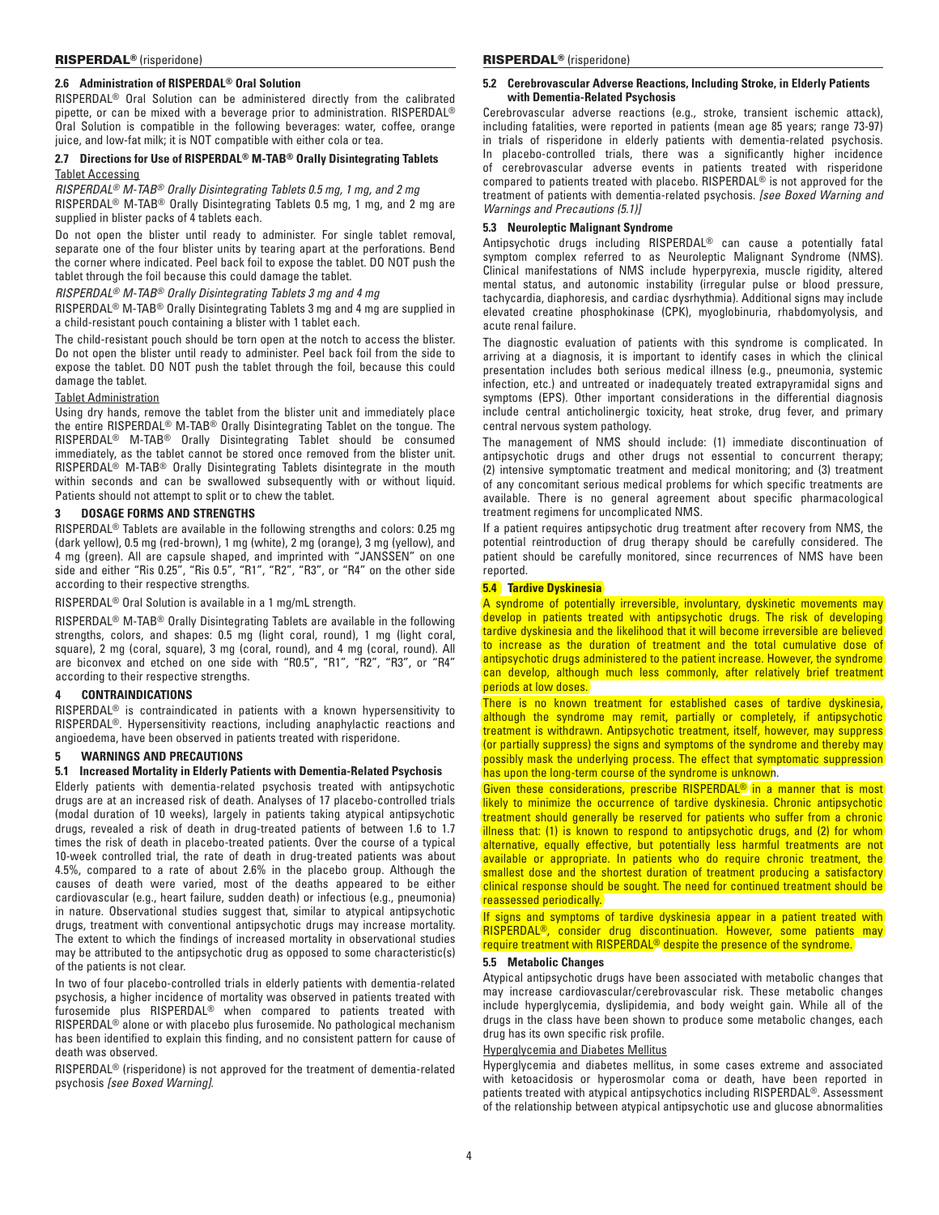### 2.6 Administration of RISPERDAL® Oral Solution

RISPERDAL® Oral Solution can be administered directly from the calibrated pipette, or can be mixed with a beverage prior to administration. RISPERDAL® Oral Solution is compatible in the following beverages: water, coffee, orange juice, and low-fat milk; it is NOT compatible with either cola or tea.

### 2.7 Directions for Use of RISPERDAL® M-TAB® Orally Disintegrating Tablets

Tablet Accessing

*RISPERDAL® M-TAB® Orally Disintegrating Tablets 0.5 mg, 1 mg, and 2 mg*

RISPERDAL® M-TAB® Orally Disintegrating Tablets 0.5 mg, 1 mg, and 2 mg are supplied in blister packs of 4 tablets each.

Do not open the blister until ready to administer. For single tablet removal, separate one of the four blister units by tearing apart at the perforations. Bend the corner where indicated. Peel back foil to expose the tablet. DO NOT push the tablet through the foil because this could damage the tablet.

*RISPERDAL® M-TAB® Orally Disintegrating Tablets 3 mg and 4 mg*

RISPERDAL® M-TAB® Orally Disintegrating Tablets 3 mg and 4 mg are supplied in a child-resistant pouch containing a blister with 1 tablet each.

The child-resistant pouch should be torn open at the notch to access the blister. Do not open the blister until ready to administer. Peel back foil from the side to expose the tablet. DO NOT push the tablet through the foil, because this could damage the tablet.

Tablet Administration

Using dry hands, remove the tablet from the blister unit and immediately place the entire RISPERDAL® M-TAB® Orally Disintegrating Tablet on the tongue. The RISPERDAL® M-TAB® Orally Disintegrating Tablet should be consumed immediately, as the tablet cannot be stored once removed from the blister unit. RISPERDAL® M-TAB® Orally Disintegrating Tablets disintegrate in the mouth within seconds and can be swallowed subsequently with or without liquid. Patients should not attempt to split or to chew the tablet.

## 3 DOSAGE FORMS AND STRENGTHS

RISPERDAL® Tablets are available in the following strengths and colors: 0.25 mg (dark yellow), 0.5 mg (red-brown), 1 mg (white), 2 mg (orange), 3 mg (yellow), and 4 mg (green). All are capsule shaped, and imprinted with "JANSSEN" on one side and either "Ris 0.25", "Ris 0.5", "R1", "R2", "R3", or "R4" on the other side according to their respective strengths.

RISPERDAL® Oral Solution is available in a 1 mg/mL strength.

RISPERDAL® M-TAB® Orally Disintegrating Tablets are available in the following strengths, colors, and shapes: 0.5 mg (light coral, round), 1 mg (light coral, square), 2 mg (coral, square), 3 mg (coral, round), and 4 mg (coral, round). All are biconvex and etched on one side with "R0.5", "R1", "R2", "R3", or "R4" according to their respective strengths.

## 4 CONTRAINDICATIONS

RISPERDAL® is contraindicated in patients with a known hypersensitivity to RISPERDAL®. Hypersensitivity reactions, including anaphylactic reactions and angioedema, have been observed in patients treated with risperidone.

## 5 WARNINGS AND PRECAUTIONS

### 5.1 Increased Mortality in Elderly Patients with Dementia-Related Psychosis

Elderly patients with dementia-related psychosis treated with antipsychotic drugs are at an increased risk of death. Analyses of 17 placebo-controlled trials (modal duration of 10 weeks), largely in patients taking atypical antipsychotic drugs, revealed a risk of death in drug-treated patients of between 1.6 to 1.7 times the risk of death in placebo-treated patients. Over the course of a typical 10-week controlled trial, the rate of death in drug-treated patients was about 4.5%, compared to a rate of about 2.6% in the placebo group. Although the causes of death were varied, most of the deaths appeared to be either cardiovascular (e.g., heart failure, sudden death) or infectious (e.g., pneumonia) in nature. Observational studies suggest that, similar to atypical antipsychotic drugs, treatment with conventional antipsychotic drugs may increase mortality. The extent to which the findings of increased mortality in observational studies may be attributed to the antipsychotic drug as opposed to some characteristic(s) of the patients is not clear.

In two of four placebo-controlled trials in elderly patients with dementia-related psychosis, a higher incidence of mortality was observed in patients treated with furosemide plus RISPERDAL® when compared to patients treated with RISPERDAL® alone or with placebo plus furosemide. No pathological mechanism has been identified to explain this finding, and no consistent pattern for cause of death was observed.

RISPERDAL® (risperidone) is not approved for the treatment of dementia-related psychosis *[see Boxed Warning]*.

### 5.2 Cerebrovascular Adverse Reactions, Including Stroke, in Elderly Patients with Dementia-Related Psychosis

Cerebrovascular adverse reactions (e.g., stroke, transient ischemic attack), including fatalities, were reported in patients (mean age 85 years; range 73-97) in trials of risperidone in elderly patients with dementia-related psychosis. In placebo-controlled trials, there was a significantly higher incidence of cerebrovascular adverse events in patients treated with risperidone compared to patients treated with placebo. RISPERDAL® is not approved for the treatment of patients with dementia-related psychosis. *[see Boxed Warning and Warnings and Precautions (5.1)]*

### 5.3 Neuroleptic Malignant Syndrome

Antipsychotic drugs including RISPERDAL® can cause a potentially fatal symptom complex referred to as Neuroleptic Malignant Syndrome (NMS). Clinical manifestations of NMS include hyperpyrexia, muscle rigidity, altered mental status, and autonomic instability (irregular pulse or blood pressure, tachycardia, diaphoresis, and cardiac dysrhythmia). Additional signs may include elevated creatine phosphokinase (CPK), myoglobinuria, rhabdomyolysis, and acute renal failure.

The diagnostic evaluation of patients with this syndrome is complicated. In arriving at a diagnosis, it is important to identify cases in which the clinical presentation includes both serious medical illness (e.g., pneumonia, systemic infection, etc.) and untreated or inadequately treated extrapyramidal signs and symptoms (EPS). Other important considerations in the differential diagnosis include central anticholinergic toxicity, heat stroke, drug fever, and primary central nervous system pathology.

The management of NMS should include: (1) immediate discontinuation of antipsychotic drugs and other drugs not essential to concurrent therapy; (2) intensive symptomatic treatment and medical monitoring; and (3) treatment of any concomitant serious medical problems for which specific treatments are available. There is no general agreement about specific pharmacological treatment regimens for uncomplicated NMS.

If a patient requires antipsychotic drug treatment after recovery from NMS, the potential reintroduction of drug therapy should be carefully considered. The patient should be carefully monitored, since recurrences of NMS have been reported.

### 5.4 Tardive Dyskinesia

A syndrome of potentially irreversible, involuntary, dyskinetic movements may develop in patients treated with antipsychotic drugs. The risk of developing tardive dyskinesia and the likelihood that it will become irreversible are believed to increase as the duration of treatment and the total cumulative dose of antipsychotic drugs administered to the patient increase. However, the syndrome can develop, although much less commonly, after relatively brief treatment periods at low doses.

There is no known treatment for established cases of tardive dyskinesia, although the syndrome may remit, partially or completely, if antipsychotic treatment is withdrawn. Antipsychotic treatment, itself, however, may suppress (or partially suppress) the signs and symptoms of the syndrome and thereby may possibly mask the underlying process. The effect that symptomatic suppression has upon the long-term course of the syndrome is unknown.

Given these considerations, prescribe RISPERDAL® in a manner that is most likely to minimize the occurrence of tardive dyskinesia. Chronic antipsychotic treatment should generally be reserved for patients who suffer from a chronic illness that: (1) is known to respond to antipsychotic drugs, and (2) for whom alternative, equally effective, but potentially less harmful treatments are not available or appropriate. In patients who do require chronic treatment, the smallest dose and the shortest duration of treatment producing a satisfactory clinical response should be sought. The need for continued treatment should be reassessed periodically.

If signs and symptoms of tardive dyskinesia appear in a patient treated with RISPERDAL®, consider drug discontinuation. However, some patients may require treatment with RISPERDAL® despite the presence of the syndrome.

### 5.5 Metabolic Changes

Atypical antipsychotic drugs have been associated with metabolic changes that may increase cardiovascular/cerebrovascular risk. These metabolic changes include hyperglycemia, dyslipidemia, and body weight gain. While all of the drugs in the class have been shown to produce some metabolic changes, each drug has its own specific risk profile.

Hyperglycemia and Diabetes Mellitus

Hyperglycemia and diabetes mellitus, in some cases extreme and associated with ketoacidosis or hyperosmolar coma or death, have been reported in patients treated with atypical antipsychotics including RISPERDAL®. Assessment of the relationship between atypical antipsychotic use and glucose abnormalities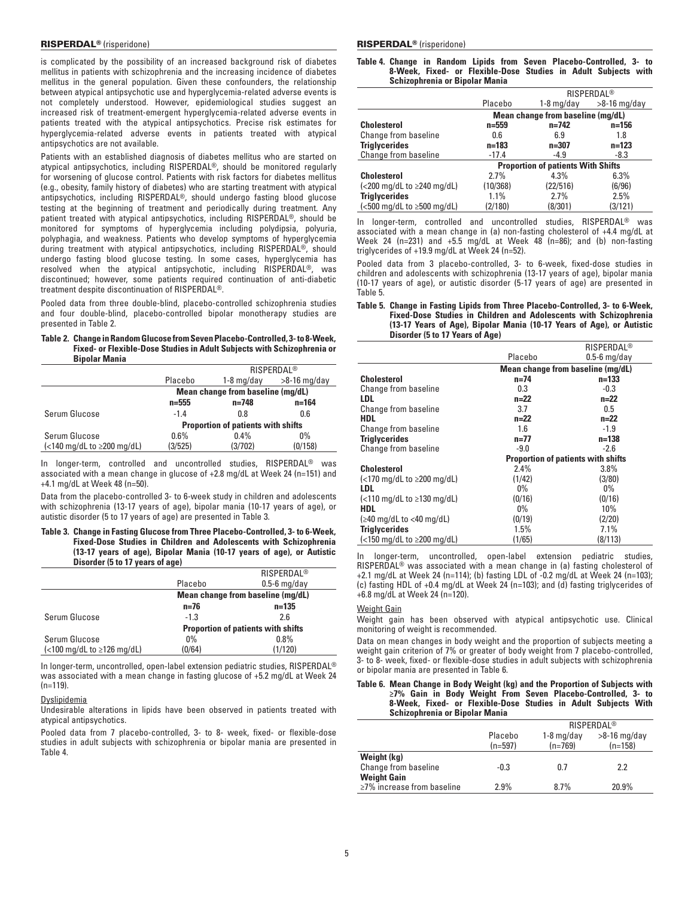is complicated by the possibility of an increased background risk of diabetes mellitus in patients with schizophrenia and the increasing incidence of diabetes mellitus in the general population. Given these confounders, the relationship between atypical antipsychotic use and hyperglycemia-related adverse events is not completely understood. However, epidemiological studies suggest an increased risk of treatment-emergent hyperglycemia-related adverse events in patients treated with the atypical antipsychotics. Precise risk estimates for hyperglycemia-related adverse events in patients treated with atypical antipsychotics are not available.

Patients with an established diagnosis of diabetes mellitus who are started on atypical antipsychotics, including RISPERDAL®, should be monitored regularly for worsening of glucose control. Patients with risk factors for diabetes mellitus (e.g., obesity, family history of diabetes) who are starting treatment with atypical antipsychotics, including RISPERDAL®, should undergo fasting blood glucose testing at the beginning of treatment and periodically during treatment. Any patient treated with atypical antipsychotics, including RISPERDAL®, should be monitored for symptoms of hyperglycemia including polydipsia, polyuria, polyphagia, and weakness. Patients who develop symptoms of hyperglycemia during treatment with atypical antipsychotics, including RISPERDAL®, should undergo fasting blood glucose testing. In some cases, hyperglycemia has resolved when the atypical antipsychotic, including RISPERDAL®, was discontinued; however, some patients required continuation of anti-diabetic treatment despite discontinuation of RISPERDAL®.

Pooled data from three double-blind, placebo-controlled schizophrenia studies and four double-blind, placebo-controlled bipolar monotherapy studies are presented in Table 2.

**Table 2. Change in Random Glucose from Seven Placebo-Controlled, 3- to 8-Week, Fixed- or Flexible-Dose Studies in Adult Subjects with Schizophrenia or Bipolar Mania**

| | | RISPERDAL® | |
|---|---|---|---|
| | Placebo | 1-8 mg/day | >8-16 mg/day |
| | **Mean change from baseline (mg/dL)** | | |
| | **n=555** | **n=748** | **n=164** |
| Serum Glucose | -1.4 | 0.8 | 0.6 |
| | **Proportion of patients with shifts** | | |
| Serum Glucose | 0.6% | 0.4% | 0% |
| (<140 mg/dL to ≥200 mg/dL) | (3/525) | (3/702) | (0/158) |

In longer-term, controlled and uncontrolled studies, RISPERDAL® was associated with a mean change in glucose of +2.8 mg/dL at Week 24 (n=151) and +4.1 mg/dL at Week 48 (n=50).

Data from the placebo-controlled 3- to 6-week study in children and adolescents with schizophrenia (13-17 years of age), bipolar mania (10-17 years of age), or autistic disorder (5 to 17 years of age) are presented in Table 3.

**Table 3. Change in Fasting Glucose from Three Placebo-Controlled, 3- to 6-Week, Fixed-Dose Studies in Children and Adolescents with Schizophrenia (13-17 years of age), Bipolar Mania (10-17 years of age), or Autistic Disorder (5 to 17 years of age)**

| | Placebo | RISPERDAL® 0.5-6 mg/day |
|---|---|---|
| | **Mean change from baseline (mg/dL)** | |
| | **n=76** | **n=135** |
| Serum Glucose | -1.3 | 2.6 |
| | **Proportion of patients with shifts** | |
| Serum Glucose | 0% | 0.8% |
| (<100 mg/dL to ≥126 mg/dL) | (0/64) | (1/120) |

In longer-term, uncontrolled, open-label extension pediatric studies, RISPERDAL® was associated with a mean change in fasting glucose of +5.2 mg/dL at Week 24 (n=119).

Dyslipidemia

Undesirable alterations in lipids have been observed in patients treated with atypical antipsychotics.

Pooled data from 7 placebo-controlled, 3- to 8- week, fixed- or flexible-dose studies in adult subjects with schizophrenia or bipolar mania are presented in Table 4.

**Table 4. Change in Random Lipids from Seven Placebo-Controlled, 3- to 8-Week, Fixed- or Flexible-Dose Studies in Adult Subjects with Schizophrenia or Bipolar Mania**

| | | RISPERDAL® | |
|---|---|---|---|
| | Placebo | 1-8 mg/day | >8-16 mg/day |
| | **Mean change from baseline (mg/dL)** | | |
| **Cholesterol** | **n=559** | **n=742** | **n=156** |
| Change from baseline | 0.6 | 6.9 | 1.8 |
| **Triglycerides** | **n=183** | **n=307** | **n=123** |
| Change from baseline | -17.4 | -4.9 | -8.3 |
| | **Proportion of patients With Shifts** | | |
| **Cholesterol** | 2.7% | 4.3% | 6.3% |
| (<200 mg/dL to ≥240 mg/dL) | (10/368) | (22/516) | (6/96) |
| **Triglycerides** | 1.1% | 2.7% | 2.5% |
| (<500 mg/dL to ≥500 mg/dL) | (2/180) | (8/301) | (3/121) |

In longer-term, controlled and uncontrolled studies, RISPERDAL® was associated with a mean change in (a) non-fasting cholesterol of +4.4 mg/dL at Week 24 (n=231) and +5.5 mg/dL at Week 48 (n=86); and (b) non-fasting triglycerides of +19.9 mg/dL at Week 24 (n=52).

Pooled data from 3 placebo-controlled, 3- to 6-week, fixed-dose studies in children and adolescents with schizophrenia (13-17 years of age), bipolar mania (10-17 years of age), or autistic disorder (5-17 years of age) are presented in Table 5.

**Table 5. Change in Fasting Lipids from Three Placebo-Controlled, 3- to 6-Week, Fixed-Dose Studies in Children and Adolescents with Schizophrenia (13-17 Years of Age), Bipolar Mania (10-17 Years of Age), or Autistic Disorder (5 to 17 Years of Age)**

| | Placebo | RISPERDAL® 0.5-6 mg/day |
|---|---|---|
| | **Mean change from baseline (mg/dL)** | |
| **Cholesterol** | **n=74** | **n=133** |
| Change from baseline | 0.3 | -0.3 |
| **LDL** | **n=22** | **n=22** |
| Change from baseline | 3.7 | 0.5 |
| **HDL** | **n=22** | **n=22** |
| Change from baseline | 1.6 | -1.9 |
| **Triglycerides** | **n=77** | **n=138** |
| Change from baseline | -9.0 | -2.6 |
| | **Proportion of patients with shifts** | |
| **Cholesterol** | 2.4% | 3.8% |
| (<170 mg/dL to ≥200 mg/dL) | (1/42) | (3/80) |
| **LDL** | 0% | 0% |
| (<110 mg/dL to ≥130 mg/dL) | (0/16) | (0/16) |
| **HDL** | 0% | 10% |
| (≥40 mg/dL to <40 mg/dL) | (0/19) | (2/20) |
| **Triglycerides** | 1.5% | 7.1% |
| (<150 mg/dL to ≥200 mg/dL) | (1/65) | (8/113) |

In longer-term, uncontrolled, open-label extension pediatric studies, RISPERDAL® was associated with a mean change in (a) fasting cholesterol of +2.1 mg/dL at Week 24 (n=114); (b) fasting LDL of -0.2 mg/dL at Week 24 (n=103); (c) fasting HDL of +0.4 mg/dL at Week 24 (n=103); and (d) fasting triglycerides of +6.8 mg/dL at Week 24 (n=120).

Weight Gain

Weight gain has been observed with atypical antipsychotic use. Clinical monitoring of weight is recommended.

Data on mean changes in body weight and the proportion of subjects meeting a weight gain criterion of 7% or greater of body weight from 7 placebo-controlled, 3- to 8- week, fixed- or flexible-dose studies in adult subjects with schizophrenia or bipolar mania are presented in Table 6.

**Table 6. Mean Change in Body Weight (kg) and the Proportion of Subjects with ≥7% Gain in Body Weight From Seven Placebo-Controlled, 3- to 8-Week, Fixed- or Flexible-Dose Studies in Adult Subjects With Schizophrenia or Bipolar Mania**

| | | RISPERDAL® | |
|---|---|---|---|
| | Placebo (n=597) | 1-8 mg/day (n=769) | >8-16 mg/day (n=158) |
| **Weight (kg)** | | | |
| Change from baseline | -0.3 | 0.7 | 2.2 |
| **Weight Gain** | | | |
| ≥7% increase from baseline | 2.9% | 8.7% | 20.9% |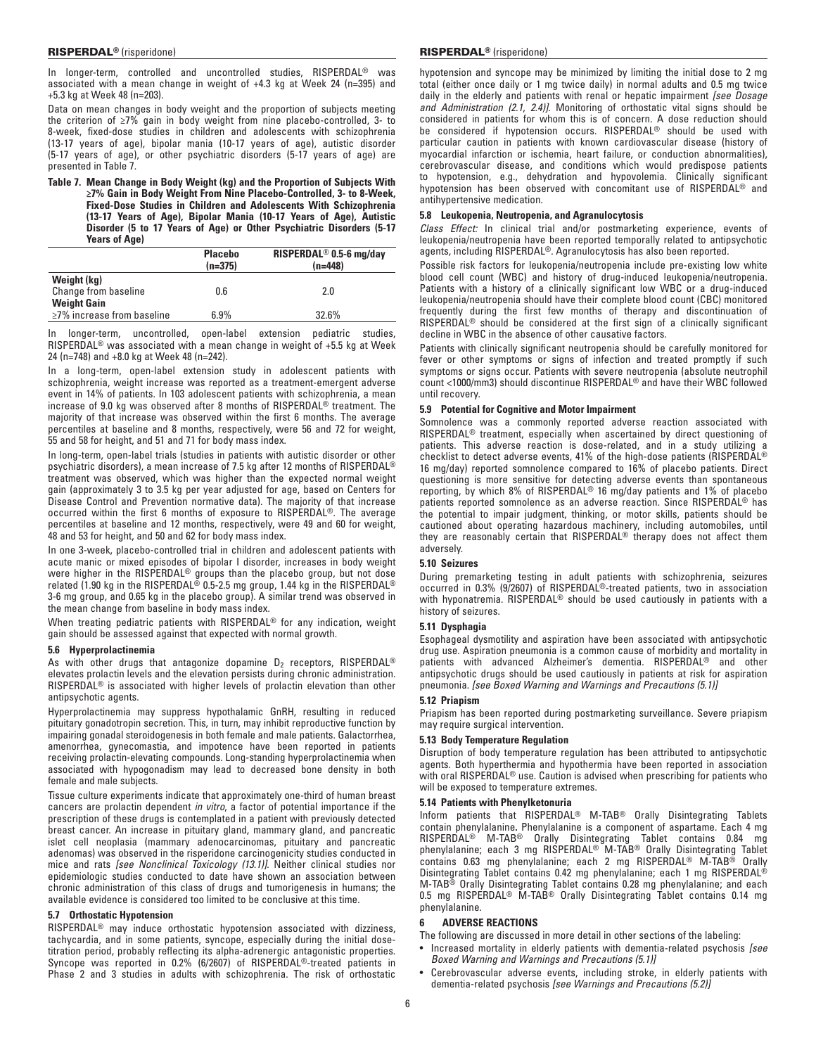In longer-term, controlled and uncontrolled studies, RISPERDAL® was associated with a mean change in weight of +4.3 kg at Week 24 (n=395) and +5.3 kg at Week 48 (n=203).

Data on mean changes in body weight and the proportion of subjects meeting the criterion of ≥7% gain in body weight from nine placebo-controlled, 3- to 8-week, fixed-dose studies in children and adolescents with schizophrenia (13-17 years of age), bipolar mania (10-17 years of age), autistic disorder (5-17 years of age), or other psychiatric disorders (5-17 years of age) are presented in Table 7.

**Table 7. Mean Change in Body Weight (kg) and the Proportion of Subjects With ≥7% Gain in Body Weight From Nine Placebo-Controlled, 3- to 8-Week, Fixed-Dose Studies in Children and Adolescents With Schizophrenia (13-17 Years of Age), Bipolar Mania (10-17 Years of Age), Autistic Disorder (5 to 17 Years of Age) or Other Psychiatric Disorders (5-17 Years of Age)**

| | Placebo (n=375) | RISPERDAL® 0.5-6 mg/day (n=448) |
|---|---|---|
| **Weight (kg)** | | |
| Change from baseline | 0.6 | 2.0 |
| **Weight Gain** | | |
| ≥7% increase from baseline | 6.9% | 32.6% |

In longer-term, uncontrolled, open-label extension pediatric studies, RISPERDAL® was associated with a mean change in weight of +5.5 kg at Week 24 (n=748) and +8.0 kg at Week 48 (n=242).

In a long-term, open-label extension study in adolescent patients with schizophrenia, weight increase was reported as a treatment-emergent adverse event in 14% of patients. In 103 adolescent patients with schizophrenia, a mean increase of 9.0 kg was observed after 8 months of RISPERDAL® treatment. The majority of that increase was observed within the first 6 months. The average percentiles at baseline and 8 months, respectively, were 56 and 72 for weight, 55 and 58 for height, and 51 and 71 for body mass index.

In long-term, open-label trials (studies in patients with autistic disorder or other psychiatric disorders), a mean increase of 7.5 kg after 12 months of RISPERDAL® treatment was observed, which was higher than the expected normal weight gain (approximately 3 to 3.5 kg per year adjusted for age, based on Centers for Disease Control and Prevention normative data). The majority of that increase occurred within the first 6 months of exposure to RISPERDAL®. The average percentiles at baseline and 12 months, respectively, were 49 and 60 for weight, 48 and 53 for height, and 50 and 62 for body mass index.

In one 3-week, placebo-controlled trial in children and adolescent patients with acute manic or mixed episodes of bipolar I disorder, increases in body weight were higher in the RISPERDAL® groups than the placebo group, but not dose related (1.90 kg in the RISPERDAL® 0.5-2.5 mg group, 1.44 kg in the RISPERDAL® 3-6 mg group, and 0.65 kg in the placebo group). A similar trend was observed in the mean change from baseline in body mass index.

When treating pediatric patients with RISPERDAL® for any indication, weight gain should be assessed against that expected with normal growth.

### 5.6 Hyperprolactinemia

As with other drugs that antagonize dopamine $D_2$ receptors, RISPERDAL® elevates prolactin levels and the elevation persists during chronic administration. RISPERDAL® is associated with higher levels of prolactin elevation than other antipsychotic agents.

Hyperprolactinemia may suppress hypothalamic GnRH, resulting in reduced pituitary gonadotropin secretion. This, in turn, may inhibit reproductive function by impairing gonadal steroidogenesis in both female and male patients. Galactorrhea, amenorrhea, gynecomastia, and impotence have been reported in patients receiving prolactin-elevating compounds. Long-standing hyperprolactinemia when associated with hypogonadism may lead to decreased bone density in both female and male subjects.

Tissue culture experiments indicate that approximately one-third of human breast cancers are prolactin dependent *in vitro*, a factor of potential importance if the prescription of these drugs is contemplated in a patient with previously detected breast cancer. An increase in pituitary gland, mammary gland, and pancreatic islet cell neoplasia (mammary adenocarcinomas, pituitary and pancreatic adenomas) was observed in the risperidone carcinogenicity studies conducted in mice and rats *[see Nonclinical Toxicology (13.1)]*. Neither clinical studies nor epidemiologic studies conducted to date have shown an association between chronic administration of this class of drugs and tumorigenesis in humans; the available evidence is considered too limited to be conclusive at this time.

### 5.7 Orthostatic Hypotension

RISPERDAL® may induce orthostatic hypotension associated with dizziness, tachycardia, and in some patients, syncope, especially during the initial dose-titration period, probably reflecting its alpha-adrenergic antagonistic properties. Syncope was reported in 0.2% (6/2607) of RISPERDAL®-treated patients in Phase 2 and 3 studies in adults with schizophrenia. The risk of orthostatic hypotension and syncope may be minimized by limiting the initial dose to 2 mg total (either once daily or 1 mg twice daily) in normal adults and 0.5 mg twice daily in the elderly and patients with renal or hepatic impairment *[see Dosage and Administration (2.1, 2.4)]*. Monitoring of orthostatic vital signs should be considered in patients for whom this is of concern. A dose reduction should be considered if hypotension occurs. RISPERDAL® should be used with particular caution in patients with known cardiovascular disease (history of myocardial infarction or ischemia, heart failure, or conduction abnormalities), cerebrovascular disease, and conditions which would predispose patients to hypotension, e.g., dehydration and hypovolemia. Clinically significant hypotension has been observed with concomitant use of RISPERDAL® and antihypertensive medication.

### 5.8 Leukopenia, Neutropenia, and Agranulocytosis

*Class Effect:* In clinical trial and/or postmarketing experience, events of leukopenia/neutropenia have been reported temporally related to antipsychotic agents, including RISPERDAL®. Agranulocytosis has also been reported.

Possible risk factors for leukopenia/neutropenia include pre-existing low white blood cell count (WBC) and history of drug-induced leukopenia/neutropenia. Patients with a history of a clinically significant low WBC or a drug-induced leukopenia/neutropenia should have their complete blood count (CBC) monitored frequently during the first few months of therapy and discontinuation of RISPERDAL® should be considered at the first sign of a clinically significant decline in WBC in the absence of other causative factors.

Patients with clinically significant neutropenia should be carefully monitored for fever or other symptoms or signs of infection and treated promptly if such symptoms or signs occur. Patients with severe neutropenia (absolute neutrophil count <1000/mm3) should discontinue RISPERDAL® and have their WBC followed until recovery.

### 5.9 Potential for Cognitive and Motor Impairment

Somnolence was a commonly reported adverse reaction associated with RISPERDAL® treatment, especially when ascertained by direct questioning of patients. This adverse reaction is dose-related, and in a study utilizing a checklist to detect adverse events, 41% of the high-dose patients (RISPERDAL® 16 mg/day) reported somnolence compared to 16% of placebo patients. Direct questioning is more sensitive for detecting adverse events than spontaneous reporting, by which 8% of RISPERDAL® 16 mg/day patients and 1% of placebo patients reported somnolence as an adverse reaction. Since RISPERDAL® has the potential to impair judgment, thinking, or motor skills, patients should be cautioned about operating hazardous machinery, including automobiles, until they are reasonably certain that RISPERDAL® therapy does not affect them adversely.

### 5.10 Seizures

During premarketing testing in adult patients with schizophrenia, seizures occurred in 0.3% (9/2607) of RISPERDAL®-treated patients, two in association with hyponatremia. RISPERDAL® should be used cautiously in patients with a history of seizures.

### 5.11 Dysphagia

Esophageal dysmotility and aspiration have been associated with antipsychotic drug use. Aspiration pneumonia is a common cause of morbidity and mortality in patients with advanced Alzheimer's dementia. RISPERDAL® and other antipsychotic drugs should be used cautiously in patients at risk for aspiration pneumonia. *[see Boxed Warning and Warnings and Precautions (5.1)]*

### 5.12 Priapism

Priapism has been reported during postmarketing surveillance. Severe priapism may require surgical intervention.

### 5.13 Body Temperature Regulation

Disruption of body temperature regulation has been attributed to antipsychotic agents. Both hyperthermia and hypothermia have been reported in association with oral RISPERDAL® use. Caution is advised when prescribing for patients who will be exposed to temperature extremes.

### 5.14 Patients with Phenylketonuria

Inform patients that RISPERDAL® M-TAB® Orally Disintegrating Tablets contain phenylalanine**.** Phenylalanine is a component of aspartame. Each 4 mg RISPERDAL® M-TAB® Orally Disintegrating Tablet contains 0.84 mg phenylalanine; each 3 mg RISPERDAL® M-TAB® Orally Disintegrating Tablet contains 0.63 mg phenylalanine; each 2 mg RISPERDAL® M-TAB® Orally Disintegrating Tablet contains 0.42 mg phenylalanine; each 1 mg RISPERDAL® M-TAB® Orally Disintegrating Tablet contains 0.28 mg phenylalanine; and each 0.5 mg RISPERDAL® M-TAB® Orally Disintegrating Tablet contains 0.14 mg phenylalanine.

## 6 ADVERSE REACTIONS

The following are discussed in more detail in other sections of the labeling:

- Increased mortality in elderly patients with dementia-related psychosis *[see Boxed Warning and Warnings and Precautions (5.1)]*
- Cerebrovascular adverse events, including stroke, in elderly patients with dementia-related psychosis *[see Warnings and Precautions (5.2)]*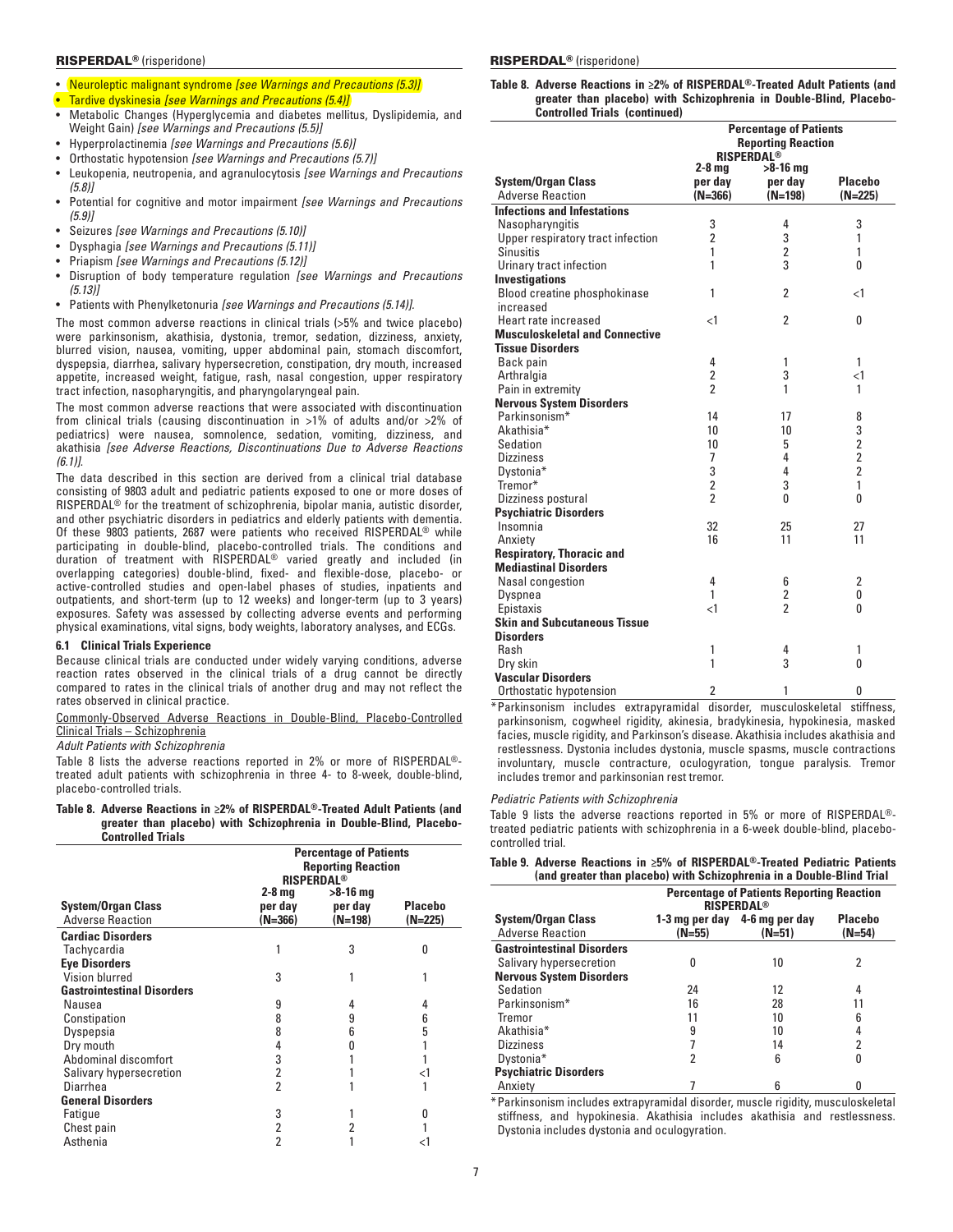- Neuroleptic malignant syndrome *[see Warnings and Precautions (5.3)]*
- Tardive dyskinesia *[see Warnings and Precautions (5.4)]*
- Metabolic Changes (Hyperglycemia and diabetes mellitus, Dyslipidemia, and Weight Gain) *[see Warnings and Precautions (5.5)]*
- Hyperprolactinemia *[see Warnings and Precautions (5.6)]*
- Orthostatic hypotension *[see Warnings and Precautions (5.7)]*
- Leukopenia, neutropenia, and agranulocytosis *[see Warnings and Precautions (5.8)]*
- Potential for cognitive and motor impairment *[see Warnings and Precautions (5.9)]*
- Seizures *[see Warnings and Precautions (5.10)]*
- Dysphagia *[see Warnings and Precautions (5.11)]*
- Priapism *[see Warnings and Precautions (5.12)]*
- Disruption of body temperature regulation *[see Warnings and Precautions (5.13)]*
- Patients with Phenylketonuria *[see Warnings and Precautions (5.14)]*.

The most common adverse reactions in clinical trials (>5% and twice placebo) were parkinsonism, akathisia, dystonia, tremor, sedation, dizziness, anxiety, blurred vision, nausea, vomiting, upper abdominal pain, stomach discomfort, dyspepsia, diarrhea, salivary hypersecretion, constipation, dry mouth, increased appetite, increased weight, fatigue, rash, nasal congestion, upper respiratory tract infection, nasopharyngitis, and pharyngolaryngeal pain.

The most common adverse reactions that were associated with discontinuation from clinical trials (causing discontinuation in >1% of adults and/or >2% of pediatrics) were nausea, somnolence, sedation, vomiting, dizziness, and akathisia *[see Adverse Reactions, Discontinuations Due to Adverse Reactions (6.1)]*.

The data described in this section are derived from a clinical trial database consisting of 9803 adult and pediatric patients exposed to one or more doses of RISPERDAL® for the treatment of schizophrenia, bipolar mania, autistic disorder, and other psychiatric disorders in pediatrics and elderly patients with dementia. Of these 9803 patients, 2687 were patients who received RISPERDAL® while participating in double-blind, placebo-controlled trials. The conditions and duration of treatment with RISPERDAL® varied greatly and included (in overlapping categories) double-blind, fixed- and flexible-dose, placebo- or active-controlled studies and open-label phases of studies, inpatients and outpatients, and short-term (up to 12 weeks) and longer-term (up to 3 years) exposures. Safety was assessed by collecting adverse events and performing physical examinations, vital signs, body weights, laboratory analyses, and ECGs.

### 6.1 Clinical Trials Experience

Because clinical trials are conducted under widely varying conditions, adverse reaction rates observed in the clinical trials of a drug cannot be directly compared to rates in the clinical trials of another drug and may not reflect the rates observed in clinical practice.

Commonly-Observed Adverse Reactions in Double-Blind, Placebo-Controlled Clinical Trials – Schizophrenia

*Adult Patients with Schizophrenia*

Table 8 lists the adverse reactions reported in 2% or more of RISPERDAL®-treated adult patients with schizophrenia in three 4- to 8-week, double-blind, placebo-controlled trials.

**Table 8. Adverse Reactions in ≥2% of RISPERDAL®-Treated Adult Patients (and greater than placebo) with Schizophrenia in Double-Blind, Placebo-Controlled Trials**

| System/Organ Class<br>Adverse Reaction | Percentage of Patients Reporting Reaction<br>RISPERDAL®<br>2-8 mg per day (N=366) | >8-16 mg per day (N=198) | Placebo (N=225) |
|---|---|---|---|
| **Cardiac Disorders** | | | |
| Tachycardia | 1 | 3 | 0 |
| **Eye Disorders** | | | |
| Vision blurred | 3 | 1 | 1 |
| **Gastrointestinal Disorders** | | | |
| Nausea | 9 | 4 | 4 |
| Constipation | 8 | 9 | 6 |
| Dyspepsia | 8 | 6 | 5 |
| Dry mouth | 4 | 0 | 1 |
| Abdominal discomfort | 3 | 1 | 1 |
| Salivary hypersecretion | 2 | 1 | <1 |
| Diarrhea | 2 | 1 | 1 |
| **General Disorders** | | | |
| Fatigue | 3 | 1 | 0 |
| Chest pain | 2 | 2 | 1 |
| Asthenia | 2 | 1 | <1 |
| **Infections and Infestations** | | | |
| Nasopharyngitis | 3 | 4 | 3 |
| Upper respiratory tract infection | 2 | 3 | 1 |
| Sinusitis | 1 | 2 | 1 |
| Urinary tract infection | 1 | 3 | 0 |
| **Investigations** | | | |
| Blood creatine phosphokinase increased | 1 | 2 | <1 |
| Heart rate increased | <1 | 2 | 0 |
| **Musculoskeletal and Connective Tissue Disorders** | | | |
| Back pain | 4 | 1 | 1 |
| Arthralgia | 2 | 3 | <1 |
| Pain in extremity | 2 | 1 | 1 |
| **Nervous System Disorders** | | | |
| Parkinsonism* | 14 | 17 | 8 |
| Akathisia* | 10 | 10 | 3 |
| Sedation | 10 | 5 | 2 |
| Dizziness | 7 | 4 | 2 |
| Dystonia* | 3 | 4 | 2 |
| Tremor* | 2 | 3 | 1 |
| Dizziness postural | 2 | 0 | 0 |
| **Psychiatric Disorders** | | | |
| Insomnia | 32 | 25 | 27 |
| Anxiety | 16 | 11 | 11 |
| **Respiratory, Thoracic and Mediastinal Disorders** | | | |
| Nasal congestion | 4 | 6 | 2 |
| Dyspnea | 1 | 2 | 0 |
| Epistaxis | <1 | 2 | 0 |
| **Skin and Subcutaneous Tissue Disorders** | | | |
| Rash | 1 | 4 | 1 |
| Dry skin | 1 | 3 | 0 |
| **Vascular Disorders** | | | |
| Orthostatic hypotension | 2 | 1 | 0 |

*Parkinsonism includes extrapyramidal disorder, musculoskeletal stiffness, parkinsonism, cogwheel rigidity, akinesia, bradykinesia, hypokinesia, masked facies, muscle rigidity, and Parkinson's disease. Akathisia includes akathisia and restlessness. Dystonia includes dystonia, muscle spasms, muscle contractions involuntary, muscle contracture, oculogyration, tongue paralysis. Tremor includes tremor and parkinsonian rest tremor.

*Pediatric Patients with Schizophrenia*

Table 9 lists the adverse reactions reported in 5% or more of RISPERDAL®-treated pediatric patients with schizophrenia in a 6-week double-blind, placebo-controlled trial.

**Table 9. Adverse Reactions in ≥5% of RISPERDAL®-Treated Pediatric Patients (and greater than placebo) with Schizophrenia in a Double-Blind Trial**

| System/Organ Class<br>Adverse Reaction | Percentage of Patients Reporting Reaction<br>RISPERDAL®<br>1-3 mg per day (N=55) | 4-6 mg per day (N=51) | Placebo (N=54) |
|---|---|---|---|
| **Gastrointestinal Disorders** | | | |
| Salivary hypersecretion | 0 | 10 | 2 |
| **Nervous System Disorders** | | | |
| Sedation | 24 | 12 | 4 |
| Parkinsonism* | 16 | 28 | 11 |
| Tremor | 11 | 10 | 6 |
| Akathisia* | 9 | 10 | 4 |
| Dizziness | 7 | 14 | 2 |
| Dystonia* | 2 | 6 | 0 |
| **Psychiatric Disorders** | | | |
| Anxiety | 7 | 6 | 0 |

*Parkinsonism includes extrapyramidal disorder, muscle rigidity, musculoskeletal stiffness, and hypokinesia. Akathisia includes akathisia and restlessness. Dystonia includes dystonia and oculogyration.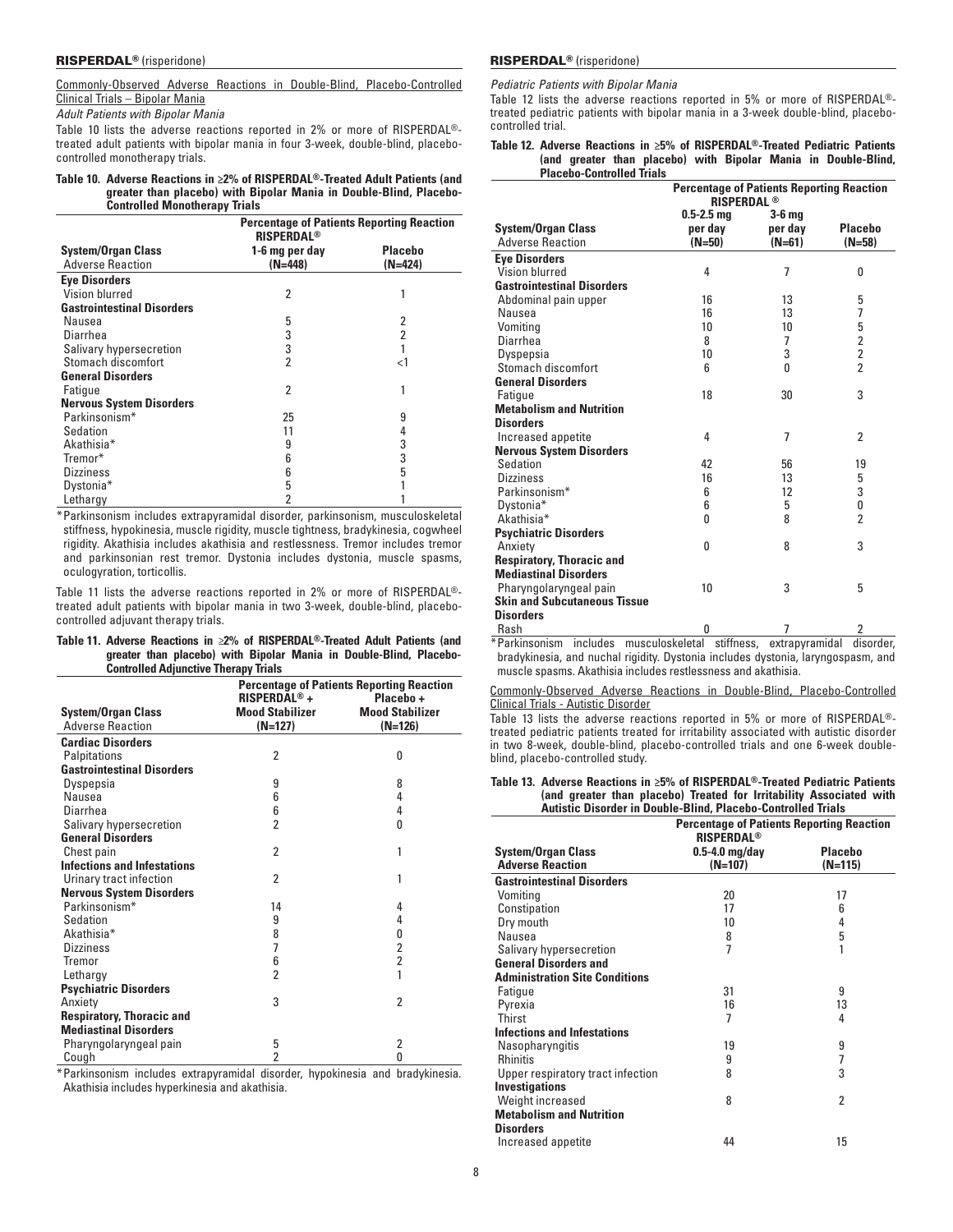Commonly-Observed Adverse Reactions in Double-Blind, Placebo-Controlled Clinical Trials – Bipolar Mania

*Adult Patients with Bipolar Mania*

Table 10 lists the adverse reactions reported in 2% or more of RISPERDAL®-treated adult patients with bipolar mania in four 3-week, double-blind, placebo-controlled monotherapy trials.

**Table 10. Adverse Reactions in ≥2% of RISPERDAL®-Treated Adult Patients (and greater than placebo) with Bipolar Mania in Double-Blind, Placebo-Controlled Monotherapy Trials**

| | Percentage of Patients Reporting Reaction | |
|---|---|---|
| | RISPERDAL® | |
| **System/Organ Class** Adverse Reaction | **1-6 mg per day (N=448)** | **Placebo (N=424)** |
| **Eye Disorders** | | |
| Vision blurred | 2 | 1 |
| **Gastrointestinal Disorders** | | |
| Nausea | 5 | 2 |
| Diarrhea | 3 | 2 |
| Salivary hypersecretion | 3 | 1 |
| Stomach discomfort | 2 | <1 |
| **General Disorders** | | |
| Fatigue | 2 | 1 |
| **Nervous System Disorders** | | |
| Parkinsonism* | 25 | 9 |
| Sedation | 11 | 4 |
| Akathisia* | 9 | 3 |
| Tremor* | 6 | 3 |
| Dizziness | 6 | 5 |
| Dystonia* | 5 | 1 |
| Lethargy | 2 | 1 |

*Parkinsonism includes extrapyramidal disorder, parkinsonism, musculoskeletal stiffness, hypokinesia, muscle rigidity, muscle tightness, bradykinesia, cogwheel rigidity. Akathisia includes akathisia and restlessness. Tremor includes tremor and parkinsonian rest tremor. Dystonia includes dystonia, muscle spasms, oculogyration, torticollis.

Table 11 lists the adverse reactions reported in 2% or more of RISPERDAL®-treated adult patients with bipolar mania in two 3-week, double-blind, placebo-controlled adjuvant therapy trials.

**Table 11. Adverse Reactions in ≥2% of RISPERDAL®-Treated Adult Patients (and greater than placebo) with Bipolar Mania in Double-Blind, Placebo-Controlled Adjunctive Therapy Trials**

| | Percentage of Patients Reporting Reaction | |
|---|---|---|
| **System/Organ Class** Adverse Reaction | **RISPERDAL® + Mood Stabilizer (N=127)** | **Placebo + Mood Stabilizer (N=126)** |
| **Cardiac Disorders** | | |
| Palpitations | 2 | 0 |
| **Gastrointestinal Disorders** | | |
| Dyspepsia | 9 | 8 |
| Nausea | 6 | 4 |
| Diarrhea | 6 | 4 |
| Salivary hypersecretion | 2 | 0 |
| **General Disorders** | | |
| Chest pain | 2 | 1 |
| **Infections and Infestations** | | |
| Urinary tract infection | 2 | 1 |
| **Nervous System Disorders** | | |
| Parkinsonism* | 14 | 4 |
| Sedation | 9 | 4 |
| Akathisia* | 8 | 0 |
| Dizziness | 7 | 2 |
| Tremor | 6 | 2 |
| Lethargy | 2 | 1 |
| **Psychiatric Disorders** | | |
| Anxiety | 3 | 2 |
| **Respiratory, Thoracic and Mediastinal Disorders** | | |
| Pharyngolaryngeal pain | 5 | 2 |
| Cough | 2 | 0 |

*Parkinsonism includes extrapyramidal disorder, hypokinesia and bradykinesia. Akathisia includes hyperkinesia and akathisia.

*Pediatric Patients with Bipolar Mania*

Table 12 lists the adverse reactions reported in 5% or more of RISPERDAL®-treated pediatric patients with bipolar mania in a 3-week double-blind, placebo-controlled trial.

**Table 12. Adverse Reactions in ≥5% of RISPERDAL®-Treated Pediatric Patients (and greater than placebo) with Bipolar Mania in Double-Blind, Placebo-Controlled Trials**

| | Percentage of Patients Reporting Reaction | | |
|---|---|---|---|
| | RISPERDAL® | | |
| **System/Organ Class** Adverse Reaction | **0.5-2.5 mg per day (N=50)** | **3-6 mg per day (N=61)** | **Placebo (N=58)** |
| **Eye Disorders** | | | |
| Vision blurred | 4 | 7 | 0 |
| **Gastrointestinal Disorders** | | | |
| Abdominal pain upper | 16 | 13 | 5 |
| Nausea | 16 | 13 | 7 |
| Vomiting | 10 | 10 | 5 |
| Diarrhea | 8 | 7 | 2 |
| Dyspepsia | 10 | 3 | 2 |
| Stomach discomfort | 6 | 0 | 2 |
| **General Disorders** | | | |
| Fatigue | 18 | 30 | 3 |
| **Metabolism and Nutrition Disorders** | | | |
| Increased appetite | 4 | 7 | 2 |
| **Nervous System Disorders** | | | |
| Sedation | 42 | 56 | 19 |
| Dizziness | 16 | 13 | 5 |
| Parkinsonism* | 6 | 12 | 3 |
| Dystonia* | 6 | 5 | 0 |
| Akathisia* | 0 | 8 | 2 |
| **Psychiatric Disorders** | | | |
| Anxiety | 0 | 8 | 3 |
| **Respiratory, Thoracic and Mediastinal Disorders** | | | |
| Pharyngolaryngeal pain | 10 | 3 | 5 |
| **Skin and Subcutaneous Tissue Disorders** | | | |
| Rash | 0 | 7 | 2 |

*Parkinsonism includes musculoskeletal stiffness, extrapyramidal disorder, bradykinesia, and nuchal rigidity. Dystonia includes dystonia, laryngospasm, and muscle spasms. Akathisia includes restlessness and akathisia.

Commonly-Observed Adverse Reactions in Double-Blind, Placebo-Controlled Clinical Trials - Autistic Disorder

Table 13 lists the adverse reactions reported in 5% or more of RISPERDAL®-treated pediatric patients treated for irritability associated with autistic disorder in two 8-week, double-blind, placebo-controlled trials and one 6-week double-blind, placebo-controlled study.

**Table 13. Adverse Reactions in ≥5% of RISPERDAL®-Treated Pediatric Patients (and greater than placebo) Treated for Irritability Associated with Autistic Disorder in Double-Blind, Placebo-Controlled Trials**

| | Percentage of Patients Reporting Reaction | |
|---|---|---|
| | RISPERDAL® | |
| **System/Organ Class** **Adverse Reaction** | **0.5-4.0 mg/day (N=107)** | **Placebo (N=115)** |
| **Gastrointestinal Disorders** | | |
| Vomiting | 20 | 17 |
| Constipation | 17 | 6 |
| Dry mouth | 10 | 4 |
| Nausea | 8 | 5 |
| Salivary hypersecretion | 7 | 1 |
| **General Disorders and Administration Site Conditions** | | |
| Fatigue | 31 | 9 |
| Pyrexia | 16 | 13 |
| Thirst | 7 | 4 |
| **Infections and Infestations** | | |
| Nasopharyngitis | 19 | 9 |
| Rhinitis | 9 | 7 |
| Upper respiratory tract infection | 8 | 3 |
| **Investigations** | | |
| Weight increased | 8 | 2 |
| **Metabolism and Nutrition Disorders** | | |
| Increased appetite | 44 | 15 |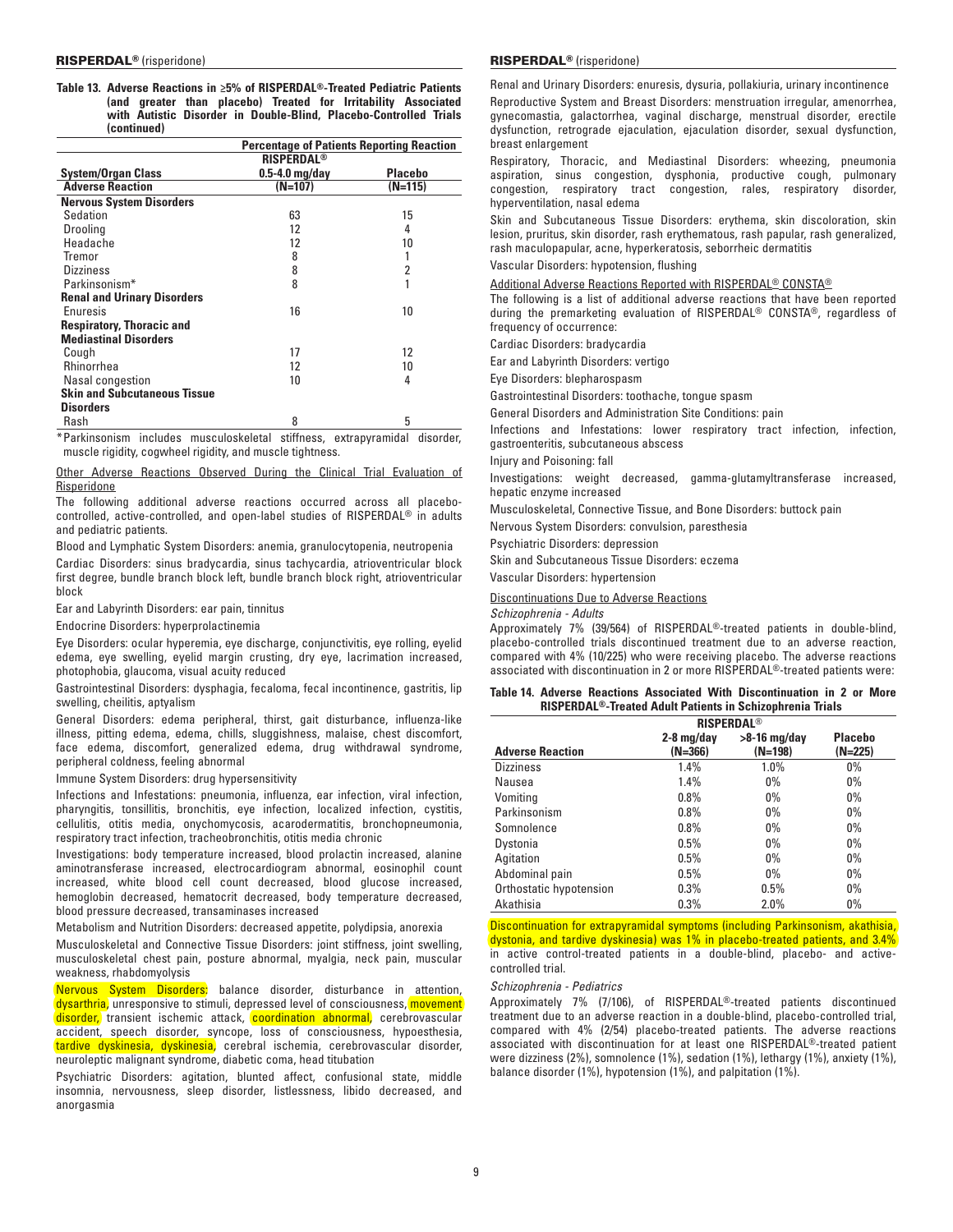**Table 13. Adverse Reactions in ≥5% of RISPERDAL®-Treated Pediatric Patients (and greater than placebo) Treated for Irritability Associated with Autistic Disorder in Double-Blind, Placebo-Controlled Trials (continued)**

| | Percentage of Patients Reporting Reaction | |
|---|---|---|
| | RISPERDAL® | |
| System/Organ Class | 0.5-4.0 mg/day | Placebo |
| Adverse Reaction | (N=107) | (N=115) |
| **Nervous System Disorders** | | |
| Sedation | 63 | 15 |
| Drooling | 12 | 4 |
| Headache | 12 | 10 |
| Tremor | 8 | 1 |
| Dizziness | 8 | 2 |
| Parkinsonism* | 8 | 1 |
| **Renal and Urinary Disorders** | | |
| Enuresis | 16 | 10 |
| **Respiratory, Thoracic and Mediastinal Disorders** | | |
| Cough | 17 | 12 |
| Rhinorrhea | 12 | 10 |
| Nasal congestion | 10 | 4 |
| **Skin and Subcutaneous Tissue Disorders** | | |
| Rash | 8 | 5 |

*Parkinsonism includes musculoskeletal stiffness, extrapyramidal disorder, muscle rigidity, cogwheel rigidity, and muscle tightness.

Other Adverse Reactions Observed During the Clinical Trial Evaluation of Risperidone

The following additional adverse reactions occurred across all placebo-controlled, active-controlled, and open-label studies of RISPERDAL® in adults and pediatric patients.

Blood and Lymphatic System Disorders: anemia, granulocytopenia, neutropenia

Cardiac Disorders: sinus bradycardia, sinus tachycardia, atrioventricular block first degree, bundle branch block left, bundle branch block right, atrioventricular block

Ear and Labyrinth Disorders: ear pain, tinnitus

Endocrine Disorders: hyperprolactinemia

Eye Disorders: ocular hyperemia, eye discharge, conjunctivitis, eye rolling, eyelid edema, eye swelling, eyelid margin crusting, dry eye, lacrimation increased, photophobia, glaucoma, visual acuity reduced

Gastrointestinal Disorders: dysphagia, fecaloma, fecal incontinence, gastritis, lip swelling, cheilitis, aptyalism

General Disorders: edema peripheral, thirst, gait disturbance, influenza-like illness, pitting edema, edema, chills, sluggishness, malaise, chest discomfort, face edema, discomfort, generalized edema, drug withdrawal syndrome, peripheral coldness, feeling abnormal

Immune System Disorders: drug hypersensitivity

Infections and Infestations: pneumonia, influenza, ear infection, viral infection, pharyngitis, tonsillitis, bronchitis, eye infection, localized infection, cystitis, cellulitis, otitis media, onychomycosis, acarodermatitis, bronchopneumonia, respiratory tract infection, tracheobronchitis, otitis media chronic

Investigations: body temperature increased, blood prolactin increased, alanine aminotransferase increased, electrocardiogram abnormal, eosinophil count increased, white blood cell count decreased, blood glucose increased, hemoglobin decreased, hematocrit decreased, body temperature decreased, blood pressure decreased, transaminases increased

Metabolism and Nutrition Disorders: decreased appetite, polydipsia, anorexia

Musculoskeletal and Connective Tissue Disorders: joint stiffness, joint swelling, musculoskeletal chest pain, posture abnormal, myalgia, neck pain, muscular weakness, rhabdomyolysis

Nervous System Disorders: balance disorder, disturbance in attention, dysarthria, unresponsive to stimuli, depressed level of consciousness, movement disorder, transient ischemic attack, coordination abnormal, cerebrovascular accident, speech disorder, syncope, loss of consciousness, hypoesthesia, tardive dyskinesia, dyskinesia, cerebral ischemia, cerebrovascular disorder, neuroleptic malignant syndrome, diabetic coma, head titubation

Psychiatric Disorders: agitation, blunted affect, confusional state, middle insomnia, nervousness, sleep disorder, listlessness, libido decreased, and anorgasmia

Renal and Urinary Disorders: enuresis, dysuria, pollakiuria, urinary incontinence

Reproductive System and Breast Disorders: menstruation irregular, amenorrhea, gynecomastia, galactorrhea, vaginal discharge, menstrual disorder, erectile dysfunction, retrograde ejaculation, ejaculation disorder, sexual dysfunction, breast enlargement

Respiratory, Thoracic, and Mediastinal Disorders: wheezing, pneumonia aspiration, sinus congestion, dysphonia, productive cough, pulmonary congestion, respiratory tract congestion, rales, respiratory disorder, hyperventilation, nasal edema

Skin and Subcutaneous Tissue Disorders: erythema, skin discoloration, skin lesion, pruritus, skin disorder, rash erythematous, rash papular, rash generalized, rash maculopapular, acne, hyperkeratosis, seborrheic dermatitis

Vascular Disorders: hypotension, flushing

Additional Adverse Reactions Reported with RISPERDAL® CONSTA®

The following is a list of additional adverse reactions that have been reported during the premarketing evaluation of RISPERDAL® CONSTA®, regardless of frequency of occurrence:

Cardiac Disorders: bradycardia

Ear and Labyrinth Disorders: vertigo

Eye Disorders: blepharospasm

Gastrointestinal Disorders: toothache, tongue spasm

General Disorders and Administration Site Conditions: pain

Infections and Infestations: lower respiratory tract infection, infection, gastroenteritis, subcutaneous abscess

Injury and Poisoning: fall

Investigations: weight decreased, gamma-glutamyltransferase increased, hepatic enzyme increased

Musculoskeletal, Connective Tissue, and Bone Disorders: buttock pain

Nervous System Disorders: convulsion, paresthesia

Psychiatric Disorders: depression

Skin and Subcutaneous Tissue Disorders: eczema

Vascular Disorders: hypertension

Discontinuations Due to Adverse Reactions

*Schizophrenia - Adults*

Approximately 7% (39/564) of RISPERDAL®-treated patients in double-blind, placebo-controlled trials discontinued treatment due to an adverse reaction, compared with 4% (10/225) who were receiving placebo. The adverse reactions associated with discontinuation in 2 or more RISPERDAL®-treated patients were:

**Table 14. Adverse Reactions Associated With Discontinuation in 2 or More RISPERDAL®-Treated Adult Patients in Schizophrenia Trials**

| | RISPERDAL® | | |
|---|---|---|---|
| Adverse Reaction | 2-8 mg/day (N=366) | >8-16 mg/day (N=198) | Placebo (N=225) |
| Dizziness | 1.4% | 1.0% | 0% |
| Nausea | 1.4% | 0% | 0% |
| Vomiting | 0.8% | 0% | 0% |
| Parkinsonism | 0.8% | 0% | 0% |
| Somnolence | 0.8% | 0% | 0% |
| Dystonia | 0.5% | 0% | 0% |
| Agitation | 0.5% | 0% | 0% |
| Abdominal pain | 0.5% | 0% | 0% |
| Orthostatic hypotension | 0.3% | 0.5% | 0% |
| Akathisia | 0.3% | 2.0% | 0% |

Discontinuation for extrapyramidal symptoms (including Parkinsonism, akathisia, dystonia, and tardive dyskinesia) was 1% in placebo-treated patients, and 3.4% in active control-treated patients in a double-blind, placebo- and active-controlled trial.

*Schizophrenia - Pediatrics*

Approximately 7% (7/106), of RISPERDAL®-treated patients discontinued treatment due to an adverse reaction in a double-blind, placebo-controlled trial, compared with 4% (2/54) placebo-treated patients. The adverse reactions associated with discontinuation for at least one RISPERDAL®-treated patient were dizziness (2%), somnolence (1%), sedation (1%), lethargy (1%), anxiety (1%), balance disorder (1%), hypotension (1%), and palpitation (1%).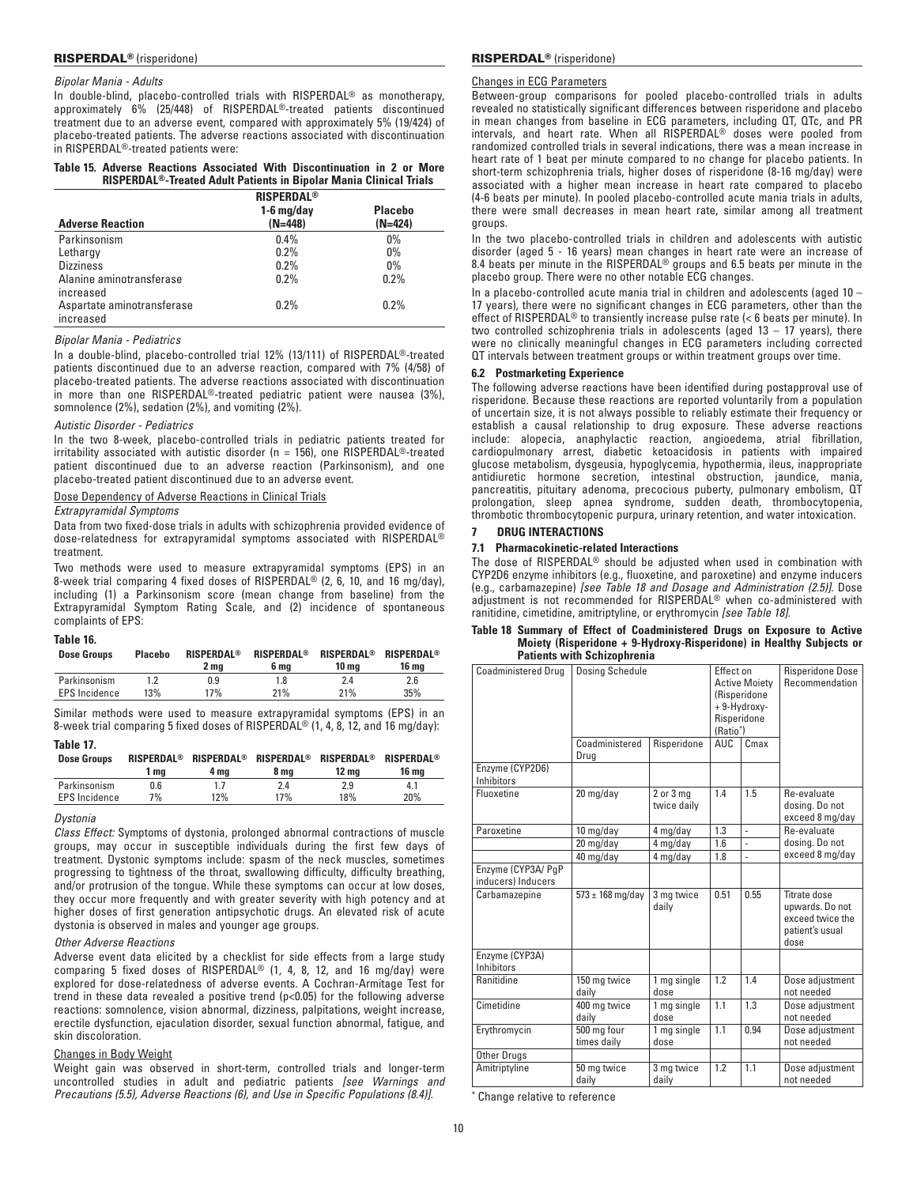*Bipolar Mania - Adults*

In double-blind, placebo-controlled trials with RISPERDAL® as monotherapy, approximately 6% (25/448) of RISPERDAL®-treated patients discontinued treatment due to an adverse event, compared with approximately 5% (19/424) of placebo-treated patients. The adverse reactions associated with discontinuation in RISPERDAL®-treated patients were:

**Table 15. Adverse Reactions Associated With Discontinuation in 2 or More RISPERDAL®-Treated Adult Patients in Bipolar Mania Clinical Trials**

| Adverse Reaction | RISPERDAL® 1-6 mg/day (N=448) | Placebo (N=424) |
|---|---|---|
| Parkinsonism | 0.4% | 0% |
| Lethargy | 0.2% | 0% |
| Dizziness | 0.2% | 0% |
| Alanine aminotransferase increased | 0.2% | 0.2% |
| Aspartate aminotransferase increased | 0.2% | 0.2% |

*Bipolar Mania - Pediatrics*

In a double-blind, placebo-controlled trial 12% (13/111) of RISPERDAL®-treated patients discontinued due to an adverse reaction, compared with 7% (4/58) of placebo-treated patients. The adverse reactions associated with discontinuation in more than one RISPERDAL®-treated pediatric patient were nausea (3%), somnolence (2%), sedation (2%), and vomiting (2%).

*Autistic Disorder - Pediatrics*

In the two 8-week, placebo-controlled trials in pediatric patients treated for irritability associated with autistic disorder (n = 156), one RISPERDAL®-treated patient discontinued due to an adverse reaction (Parkinsonism), and one placebo-treated patient discontinued due to an adverse event.

Dose Dependency of Adverse Reactions in Clinical Trials

*Extrapyramidal Symptoms*

Data from two fixed-dose trials in adults with schizophrenia provided evidence of dose-relatedness for extrapyramidal symptoms associated with RISPERDAL® treatment.

Two methods were used to measure extrapyramidal symptoms (EPS) in an 8-week trial comparing 4 fixed doses of RISPERDAL® (2, 6, 10, and 16 mg/day), including (1) a Parkinsonism score (mean change from baseline) from the Extrapyramidal Symptom Rating Scale, and (2) incidence of spontaneous complaints of EPS:

**Table 16.**

| Dose Groups | Placebo | RISPERDAL® 2 mg | RISPERDAL® 6 mg | RISPERDAL® 10 mg | RISPERDAL® 16 mg |
|---|---|---|---|---|---|
| Parkinsonism | 1.2 | 0.9 | 1.8 | 2.4 | 2.6 |
| EPS Incidence | 13% | 17% | 21% | 21% | 35% |

Similar methods were used to measure extrapyramidal symptoms (EPS) in an 8-week trial comparing 5 fixed doses of RISPERDAL® (1, 4, 8, 12, and 16 mg/day):

**Table 17.**

| Dose Groups | RISPERDAL® 1 mg | RISPERDAL® 4 mg | RISPERDAL® 8 mg | RISPERDAL® 12 mg | RISPERDAL® 16 mg |
|---|---|---|---|---|---|
| Parkinsonism | 0.6 | 1.7 | 2.4 | 2.9 | 4.1 |
| EPS Incidence | 7% | 12% | 17% | 18% | 20% |

*Dystonia*

*Class Effect:* Symptoms of dystonia, prolonged abnormal contractions of muscle groups, may occur in susceptible individuals during the first few days of treatment. Dystonic symptoms include: spasm of the neck muscles, sometimes progressing to tightness of the throat, swallowing difficulty, difficulty breathing, and/or protrusion of the tongue. While these symptoms can occur at low doses, they occur more frequently and with greater severity with high potency and at higher doses of first generation antipsychotic drugs. An elevated risk of acute dystonia is observed in males and younger age groups.

*Other Adverse Reactions*

Adverse event data elicited by a checklist for side effects from a large study comparing 5 fixed doses of RISPERDAL® (1, 4, 8, 12, and 16 mg/day) were explored for dose-relatedness of adverse events. A Cochran-Armitage Test for trend in these data revealed a positive trend ($p<0.05$) for the following adverse reactions: somnolence, vision abnormal, dizziness, palpitations, weight increase, erectile dysfunction, ejaculation disorder, sexual function abnormal, fatigue, and skin discoloration.

Changes in Body Weight

Weight gain was observed in short-term, controlled trials and longer-term uncontrolled studies in adult and pediatric patients *[see Warnings and Precautions (5.5), Adverse Reactions (6), and Use in Specific Populations (8.4)].*

Changes in ECG Parameters

Between-group comparisons for pooled placebo-controlled trials in adults revealed no statistically significant differences between risperidone and placebo in mean changes from baseline in ECG parameters, including QT, QTc, and PR intervals, and heart rate. When all RISPERDAL® doses were pooled from randomized controlled trials in several indications, there was a mean increase in heart rate of 1 beat per minute compared to no change for placebo patients. In short-term schizophrenia trials, higher doses of risperidone (8-16 mg/day) were associated with a higher mean increase in heart rate compared to placebo (4-6 beats per minute). In pooled placebo-controlled acute mania trials in adults, there were small decreases in mean heart rate, similar among all treatment groups.

In the two placebo-controlled trials in children and adolescents with autistic disorder (aged 5 - 16 years) mean changes in heart rate were an increase of 8.4 beats per minute in the RISPERDAL® groups and 6.5 beats per minute in the placebo group. There were no other notable ECG changes.

In a placebo-controlled acute mania trial in children and adolescents (aged 10 – 17 years), there were no significant changes in ECG parameters, other than the effect of RISPERDAL® to transiently increase pulse rate (< 6 beats per minute). In two controlled schizophrenia trials in adolescents (aged 13 – 17 years), there were no clinically meaningful changes in ECG parameters including corrected QT intervals between treatment groups or within treatment groups over time.

### 6.2 Postmarketing Experience

The following adverse reactions have been identified during postapproval use of risperidone. Because these reactions are reported voluntarily from a population of uncertain size, it is not always possible to reliably estimate their frequency or establish a causal relationship to drug exposure. These adverse reactions include: alopecia, anaphylactic reaction, angioedema, atrial fibrillation, cardiopulmonary arrest, diabetic ketoacidosis in patients with impaired glucose metabolism, dysgeusia, hypoglycemia, hypothermia, ileus, inappropriate antidiuretic hormone secretion, intestinal obstruction, jaundice, mania, pancreatitis, pituitary adenoma, precocious puberty, pulmonary embolism, QT prolongation, sleep apnea syndrome, sudden death, thrombocytopenia, thrombotic thrombocytopenic purpura, urinary retention, and water intoxication.

## 7 DRUG INTERACTIONS

### 7.1 Pharmacokinetic-related Interactions

The dose of RISPERDAL® should be adjusted when used in combination with CYP2D6 enzyme inhibitors (e.g., fluoxetine, and paroxetine) and enzyme inducers (e.g., carbamazepine) *[see Table 18 and Dosage and Administration (2.5)]*. Dose adjustment is not recommended for RISPERDAL® when co-administered with ranitidine, cimetidine, amitriptyline, or erythromycin *[see Table 18]*.

**Table 18 Summary of Effect of Coadministered Drugs on Exposure to Active Moiety (Risperidone + 9-Hydroxy-Risperidone) in Healthy Subjects or Patients with Schizophrenia**

| Coadministered Drug | Dosing Schedule | | Effect on Active Moiety (Risperidone + 9-Hydroxy-Risperidone (Ratio*) | | Risperidone Dose Recommendation |
|---|---|---|---|---|---|
| | Coadministered Drug | Risperidone | AUC | Cmax | |
| Enzyme (CYP2D6) Inhibitors | | | | | |
| Fluoxetine | 20 mg/day | 2 or 3 mg twice daily | 1.4 | 1.5 | Re-evaluate dosing. Do not exceed 8 mg/day |
| Paroxetine | 10 mg/day | 4 mg/day | 1.3 | - | Re-evaluate dosing. Do not exceed 8 mg/day |
| | 20 mg/day | 4 mg/day | 1.6 | - | |
| | 40 mg/day | 4 mg/day | 1.8 | - | |
| Enzyme (CYP3A/ PgP inducers) Inducers | | | | | |
| Carbamazepine | 573 ± 168 mg/day | 3 mg twice daily | 0.51 | 0.55 | Titrate dose upwards. Do not exceed twice the patient's usual dose |
| Enzyme (CYP3A) Inhibitors | | | | | |
| Ranitidine | 150 mg twice daily | 1 mg single dose | 1.2 | 1.4 | Dose adjustment not needed |
| Cimetidine | 400 mg twice daily | 1 mg single dose | 1.1 | 1.3 | Dose adjustment not needed |
| Erythromycin | 500 mg four times daily | 1 mg single dose | 1.1 | 0.94 | Dose adjustment not needed |
| Other Drugs | | | | | |
| Amitriptyline | 50 mg twice daily | 3 mg twice daily | 1.2 | 1.1 | Dose adjustment not needed |

\* Change relative to reference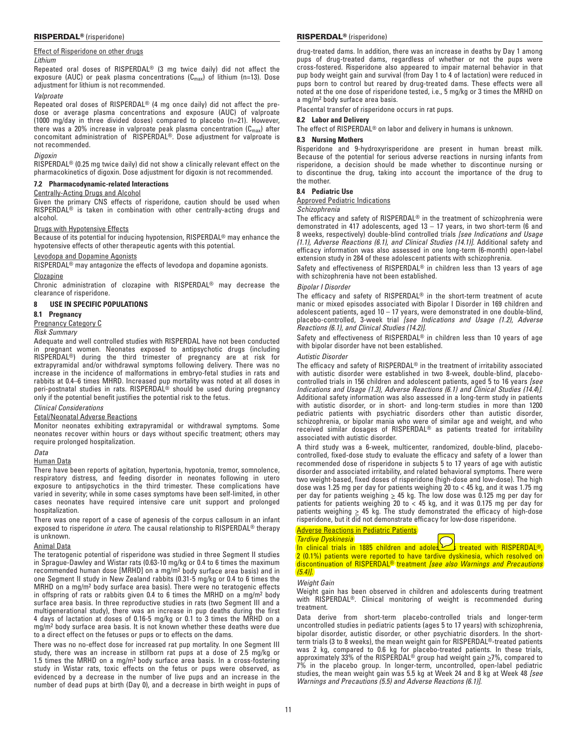#### Effect of Risperidone on other drugs

*Lithium*

Repeated oral doses of RISPERDAL® (3 mg twice daily) did not affect the exposure (AUC) or peak plasma concentrations ($C_{max}$) of lithium (n=13). Dose adjustment for lithium is not recommended.

*Valproate*

Repeated oral doses of RISPERDAL® (4 mg once daily) did not affect the pre-dose or average plasma concentrations and exposure (AUC) of valproate (1000 mg/day in three divided doses) compared to placebo (n=21). However, there was a 20% increase in valproate peak plasma concentration ($C_{max}$) after concomitant administration of RISPERDAL®. Dose adjustment for valproate is not recommended.

*Digoxin*

RISPERDAL® (0.25 mg twice daily) did not show a clinically relevant effect on the pharmacokinetics of digoxin. Dose adjustment for digoxin is not recommended.

### 7.2 Pharmacodynamic-related Interactions

#### Centrally-Acting Drugs and Alcohol

Given the primary CNS effects of risperidone, caution should be used when RISPERDAL® is taken in combination with other centrally-acting drugs and alcohol.

#### Drugs with Hypotensive Effects

Because of its potential for inducing hypotension, RISPERDAL® may enhance the hypotensive effects of other therapeutic agents with this potential.

#### Levodopa and Dopamine Agonists

RISPERDAL® may antagonize the effects of levodopa and dopamine agonists.

#### Clozapine

Chronic administration of clozapine with RISPERDAL® may decrease the clearance of risperidone.

## 8 USE IN SPECIFIC POPULATIONS

### 8.1 Pregnancy

#### Pregnancy Category C

*Risk Summary*

Adequate and well controlled studies with RISPERDAL have not been conducted in pregnant women. Neonates exposed to antipsychotic drugs (including RISPERDAL®) during the third trimester of pregnancy are at risk for extrapyramidal and/or withdrawal symptoms following delivery. There was no increase in the incidence of malformations in embryo-fetal studies in rats and rabbits at 0.4–6 times MHRD. Increased pup mortality was noted at all doses in peri-postnatal studies in rats. RISPERDAL® should be used during pregnancy only if the potential benefit justifies the potential risk to the fetus.

*Clinical Considerations*

#### Fetal/Neonatal Adverse Reactions

Monitor neonates exhibiting extrapyramidal or withdrawal symptoms. Some neonates recover within hours or days without specific treatment; others may require prolonged hospitalization.

*Data*

#### Human Data

There have been reports of agitation, hypertonia, hypotonia, tremor, somnolence, respiratory distress, and feeding disorder in neonates following in utero exposure to antipsychotics in the third trimester. These complications have varied in severity; while in some cases symptoms have been self-limited, in other cases neonates have required intensive care unit support and prolonged hospitalization.

There was one report of a case of agenesis of the corpus callosum in an infant exposed to risperidone *in utero*. The causal relationship to RISPERDAL® therapy is unknown.

#### Animal Data

The teratogenic potential of risperidone was studied in three Segment II studies in Sprague-Dawley and Wistar rats (0.63-10 mg/kg or 0.4 to 6 times the maximum recommended human dose [MRHD] on a mg/m² body surface area basis) and in one Segment II study in New Zealand rabbits (0.31-5 mg/kg or 0.4 to 6 times the MRHD on a mg/m² body surface area basis). There were no teratogenic effects in offspring of rats or rabbits given 0.4 to 6 times the MRHD on a mg/m² body surface area basis. In three reproductive studies in rats (two Segment III and a multigenerational study), there was an increase in pup deaths during the first 4 days of lactation at doses of 0.16-5 mg/kg or 0.1 to 3 times the MRHD on a mg/m² body surface area basis. It is not known whether these deaths were due to a direct effect on the fetuses or pups or to effects on the dams.

There was no no-effect dose for increased rat pup mortality. In one Segment III study, there was an increase in stillborn rat pups at a dose of 2.5 mg/kg or 1.5 times the MRHD on a mg/m² body surface area basis. In a cross-fostering study in Wistar rats, toxic effects on the fetus or pups were observed, as evidenced by a decrease in the number of live pups and an increase in the number of dead pups at birth (Day 0), and a decrease in birth weight in pups of drug-treated dams. In addition, there was an increase in deaths by Day 1 among pups of drug-treated dams, regardless of whether or not the pups were cross-fostered. Risperidone also appeared to impair maternal behavior in that pup body weight gain and survival (from Day 1 to 4 of lactation) were reduced in pups born to control but reared by drug-treated dams. These effects were all noted at the one dose of risperidone tested, i.e., 5 mg/kg or 3 times the MRHD on a mg/m² body surface area basis.

Placental transfer of risperidone occurs in rat pups.

### 8.2 Labor and Delivery

The effect of RISPERDAL® on labor and delivery in humans is unknown.

### 8.3 Nursing Mothers

Risperidone and 9-hydroxyrisperidone are present in human breast milk. Because of the potential for serious adverse reactions in nursing infants from risperidone, a decision should be made whether to discontinue nursing or to discontinue the drug, taking into account the importance of the drug to the mother.

### 8.4 Pediatric Use

#### Approved Pediatric Indications

*Schizophrenia*

The efficacy and safety of RISPERDAL® in the treatment of schizophrenia were demonstrated in 417 adolescents, aged 13 – 17 years, in two short-term (6 and 8 weeks, respectively) double-blind controlled trials *[see Indications and Usage (1.1), Adverse Reactions (6.1), and Clinical Studies (14.1)]*. Additional safety and efficacy information was also assessed in one long-term (6-month) open-label extension study in 284 of these adolescent patients with schizophrenia.

Safety and effectiveness of RISPERDAL® in children less than 13 years of age with schizophrenia have not been established.

*Bipolar I Disorder*

The efficacy and safety of RISPERDAL® in the short-term treatment of acute manic or mixed episodes associated with Bipolar I Disorder in 169 children and adolescent patients, aged 10 – 17 years, were demonstrated in one double-blind, placebo-controlled, 3-week trial *[see Indications and Usage (1.2), Adverse Reactions (6.1), and Clinical Studies (14.2)]*.

Safety and effectiveness of RISPERDAL® in children less than 10 years of age with bipolar disorder have not been established.

*Autistic Disorder*

The efficacy and safety of RISPERDAL® in the treatment of irritability associated with autistic disorder were established in two 8-week, double-blind, placebo-controlled trials in 156 children and adolescent patients, aged 5 to 16 years *[see Indications and Usage (1.3), Adverse Reactions (6.1) and Clinical Studies (14.4)]*. Additional safety information was also assessed in a long-term study in patients with autistic disorder, or in short- and long-term studies in more than 1200 pediatric patients with psychiatric disorders other than autistic disorder, schizophrenia, or bipolar mania who were of similar age and weight, and who received similar dosages of RISPERDAL® as patients treated for irritability associated with autistic disorder.

A third study was a 6-week, multicenter, randomized, double-blind, placebo-controlled, fixed-dose study to evaluate the efficacy and safety of a lower than recommended dose of risperidone in subjects 5 to 17 years of age with autistic disorder and associated irritability, and related behavioral symptoms. There were two weight-based, fixed doses of risperidone (high-dose and low-dose). The high dose was 1.25 mg per day for patients weighing 20 to < 45 kg, and it was 1.75 mg per day for patients weighing ≥ 45 kg. The low dose was 0.125 mg per day for patients for patients weighing 20 to < 45 kg, and it was 0.175 mg per day for patients weighing ≥ 45 kg. The study demonstrated the efficacy of high-dose risperidone, but it did not demonstrate efficacy for low-dose risperidone.

#### Adverse Reactions in Pediatric Patients

*Tardive Dyskinesia*

In clinical trials in 1885 children and adolescents treated with RISPERDAL®, 2 (0.1%) patients were reported to have tardive dyskinesia, which resolved on discontinuation of RISPERDAL® treatment *[see also Warnings and Precautions (5.4)]*.

*Weight Gain*

Weight gain has been observed in children and adolescents during treatment with RISPERDAL®. Clinical monitoring of weight is recommended during treatment.

Data derive from short-term placebo-controlled trials and longer-term uncontrolled studies in pediatric patients (ages 5 to 17 years) with schizophrenia, bipolar disorder, autistic disorder, or other psychiatric disorders. In the short-term trials (3 to 8 weeks), the mean weight gain for RISPERDAL®-treated patients was 2 kg, compared to 0.6 kg for placebo-treated patients. In these trials, approximately 33% of the RISPERDAL® group had weight gain ≥7%, compared to 7% in the placebo group. In longer-term, uncontrolled, open-label pediatric studies, the mean weight gain was 5.5 kg at Week 24 and 8 kg at Week 48 *[see Warnings and Precautions (5.5) and Adverse Reactions (6.1)]*.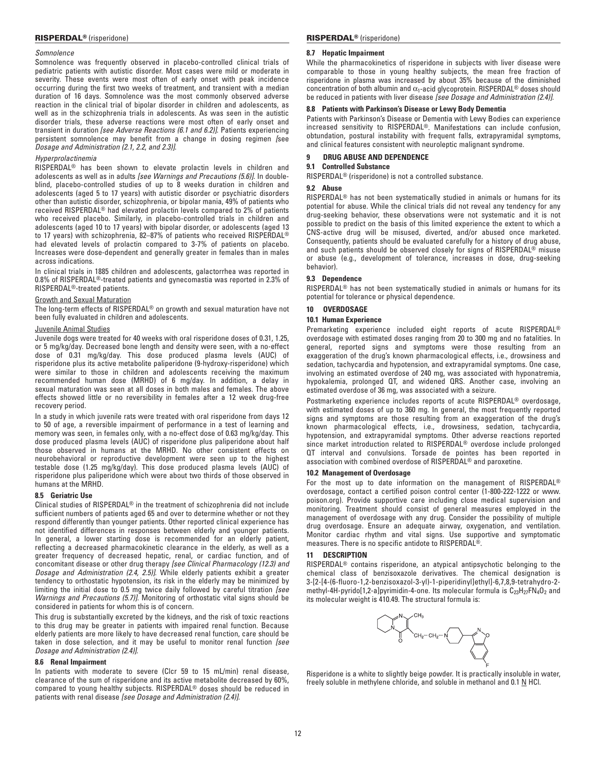*Somnolence*

Somnolence was frequently observed in placebo-controlled clinical trials of pediatric patients with autistic disorder. Most cases were mild or moderate in severity. These events were most often of early onset with peak incidence occurring during the first two weeks of treatment, and transient with a median duration of 16 days. Somnolence was the most commonly observed adverse reaction in the clinical trial of bipolar disorder in children and adolescents, as well as in the schizophrenia trials in adolescents. As was seen in the autistic disorder trials, these adverse reactions were most often of early onset and transient in duration *[see Adverse Reactions (6.1 and 6.2)]*. Patients experiencing persistent somnolence may benefit from a change in dosing regimen *[see Dosage and Administration (2.1, 2.2, and 2.3)]*.

*Hyperprolactinemia*

RISPERDAL® has been shown to elevate prolactin levels in children and adolescents as well as in adults *[see Warnings and Precautions (5.6)]*. In double-blind, placebo-controlled studies of up to 8 weeks duration in children and adolescents (aged 5 to 17 years) with autistic disorder or psychiatric disorders other than autistic disorder, schizophrenia, or bipolar mania, 49% of patients who received RISPERDAL® had elevated prolactin levels compared to 2% of patients who received placebo. Similarly, in placebo-controlled trials in children and adolescents (aged 10 to 17 years) with bipolar disorder, or adolescents (aged 13 to 17 years) with schizophrenia, 82–87% of patients who received RISPERDAL® had elevated levels of prolactin compared to 3-7% of patients on placebo. Increases were dose-dependent and generally greater in females than in males across indications.

In clinical trials in 1885 children and adolescents, galactorrhea was reported in 0.8% of RISPERDAL®-treated patients and gynecomastia was reported in 2.3% of RISPERDAL®-treated patients.

Growth and Sexual Maturation

The long-term effects of RISPERDAL® on growth and sexual maturation have not been fully evaluated in children and adolescents.

Juvenile Animal Studies

Juvenile dogs were treated for 40 weeks with oral risperidone doses of 0.31, 1.25, or 5 mg/kg/day. Decreased bone length and density were seen, with a no-effect dose of 0.31 mg/kg/day. This dose produced plasma levels (AUC) of risperidone plus its active metabolite paliperidone (9-hydroxy-risperidone) which were similar to those in children and adolescents receiving the maximum recommended human dose (MRHD) of 6 mg/day. In addition, a delay in sexual maturation was seen at all doses in both males and females. The above effects showed little or no reversibility in females after a 12 week drug-free recovery period.

In a study in which juvenile rats were treated with oral risperidone from days 12 to 50 of age, a reversible impairment of performance in a test of learning and memory was seen, in females only, with a no-effect dose of 0.63 mg/kg/day. This dose produced plasma levels (AUC) of risperidone plus paliperidone about half those observed in humans at the MRHD. No other consistent effects on neurobehavioral or reproductive development were seen up to the highest testable dose (1.25 mg/kg/day). This dose produced plasma levels (AUC) of risperidone plus paliperidone which were about two thirds of those observed in humans at the MRHD.

### 8.5 Geriatric Use

Clinical studies of RISPERDAL® in the treatment of schizophrenia did not include sufficient numbers of patients aged 65 and over to determine whether or not they respond differently than younger patients. Other reported clinical experience has not identified differences in responses between elderly and younger patients. In general, a lower starting dose is recommended for an elderly patient, reflecting a decreased pharmacokinetic clearance in the elderly, as well as a greater frequency of decreased hepatic, renal, or cardiac function, and of concomitant disease or other drug therapy *[see Clinical Pharmacology (12.3) and Dosage and Administration (2.4, 2.5)]*. While elderly patients exhibit a greater tendency to orthostatic hypotension, its risk in the elderly may be minimized by limiting the initial dose to 0.5 mg twice daily followed by careful titration *[see Warnings and Precautions (5.7)]*. Monitoring of orthostatic vital signs should be considered in patients for whom this is of concern.

This drug is substantially excreted by the kidneys, and the risk of toxic reactions to this drug may be greater in patients with impaired renal function. Because elderly patients are more likely to have decreased renal function, care should be taken in dose selection, and it may be useful to monitor renal function *[see Dosage and Administration (2.4)]*.

### 8.6 Renal Impairment

In patients with moderate to severe (Clcr 59 to 15 mL/min) renal disease, clearance of the sum of risperidone and its active metabolite decreased by 60%, compared to young healthy subjects. RISPERDAL® doses should be reduced in patients with renal disease *[see Dosage and Administration (2.4)]*.

### 8.7 Hepatic Impairment

While the pharmacokinetics of risperidone in subjects with liver disease were comparable to those in young healthy subjects, the mean free fraction of risperidone in plasma was increased by about 35% because of the diminished concentration of both albumin and $\alpha_1$-acid glycoprotein. RISPERDAL® doses should be reduced in patients with liver disease *[see Dosage and Administration (2.4)]*.

### 8.8 Patients with Parkinson's Disease or Lewy Body Dementia

Patients with Parkinson's Disease or Dementia with Lewy Bodies can experience increased sensitivity to RISPERDAL®. Manifestations can include confusion, obtundation, postural instability with frequent falls, extrapyramidal symptoms, and clinical features consistent with neuroleptic malignant syndrome.

## 9 DRUG ABUSE AND DEPENDENCE

### 9.1 Controlled Substance

RISPERDAL® (risperidone) is not a controlled substance.

### 9.2 Abuse

RISPERDAL® has not been systematically studied in animals or humans for its potential for abuse. While the clinical trials did not reveal any tendency for any drug-seeking behavior, these observations were not systematic and it is not possible to predict on the basis of this limited experience the extent to which a CNS-active drug will be misused, diverted, and/or abused once marketed. Consequently, patients should be evaluated carefully for a history of drug abuse, and such patients should be observed closely for signs of RISPERDAL® misuse or abuse (e.g., development of tolerance, increases in dose, drug-seeking behavior).

### 9.3 Dependence

RISPERDAL® has not been systematically studied in animals or humans for its potential for tolerance or physical dependence.

## 10 OVERDOSAGE

### 10.1 Human Experience

Premarketing experience included eight reports of acute RISPERDAL® overdosage with estimated doses ranging from 20 to 300 mg and no fatalities. In general, reported signs and symptoms were those resulting from an exaggeration of the drug's known pharmacological effects, i.e., drowsiness and sedation, tachycardia and hypotension, and extrapyramidal symptoms. One case, involving an estimated overdose of 240 mg, was associated with hyponatremia, hypokalemia, prolonged QT, and widened QRS. Another case, involving an estimated overdose of 36 mg, was associated with a seizure.

Postmarketing experience includes reports of acute RISPERDAL® overdosage, with estimated doses of up to 360 mg. In general, the most frequently reported signs and symptoms are those resulting from an exaggeration of the drug's known pharmacological effects, i.e., drowsiness, sedation, tachycardia, hypotension, and extrapyramidal symptoms. Other adverse reactions reported since market introduction related to RISPERDAL® overdose include prolonged QT interval and convulsions. Torsade de pointes has been reported in association with combined overdose of RISPERDAL® and paroxetine.

### 10.2 Management of Overdosage

For the most up to date information on the management of RISPERDAL® overdosage, contact a certified poison control center (1-800-222-1222 or www.poison.org). Provide supportive care including close medical supervision and monitoring. Treatment should consist of general measures employed in the management of overdosage with any drug. Consider the possibility of multiple drug overdosage. Ensure an adequate airway, oxygenation, and ventilation. Monitor cardiac rhythm and vital signs. Use supportive and symptomatic measures. There is no specific antidote to RISPERDAL®.

## 11 DESCRIPTION

RISPERDAL® contains risperidone, an atypical antipsychotic belonging to the chemical class of benzisoxazole derivatives. The chemical designation is 3-[2-[4-(6-fluoro-1,2-benzisoxazol-3-yl)-1-piperidinyl]ethyl]-6,7,8,9-tetrahydro-2-methyl-4H-pyrido[1,2-a]pyrimidin-4-one. Its molecular formula is $C_{23}H_{27}FN_4O_2$ and its molecular weight is 410.49. The structural formula is:

Risperidone is a white to slightly beige powder. It is practically insoluble in water, freely soluble in methylene chloride, and soluble in methanol and 0.1 N HCl.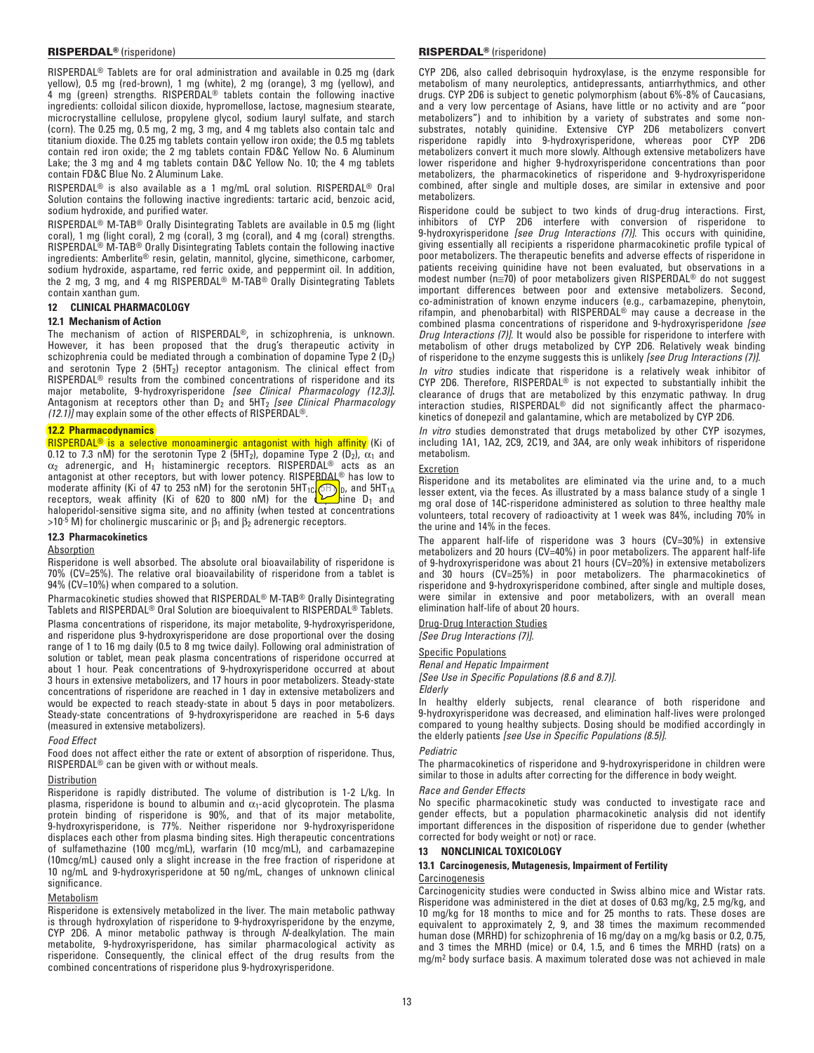RISPERDAL® Tablets are for oral administration and available in 0.25 mg (dark yellow), 0.5 mg (red-brown), 1 mg (white), 2 mg (orange), 3 mg (yellow), and 4 mg (green) strengths. RISPERDAL® tablets contain the following inactive ingredients: colloidal silicon dioxide, hypromellose, lactose, magnesium stearate, microcrystalline cellulose, propylene glycol, sodium lauryl sulfate, and starch (corn). The 0.25 mg, 0.5 mg, 2 mg, 3 mg, and 4 mg tablets also contain talc and titanium dioxide. The 0.25 mg tablets contain yellow iron oxide; the 0.5 mg tablets contain red iron oxide; the 2 mg tablets contain FD&C Yellow No. 6 Aluminum Lake; the 3 mg and 4 mg tablets contain D&C Yellow No. 10; the 4 mg tablets contain FD&C Blue No. 2 Aluminum Lake.

RISPERDAL® is also available as a 1 mg/mL oral solution. RISPERDAL® Oral Solution contains the following inactive ingredients: tartaric acid, benzoic acid, sodium hydroxide, and purified water.

RISPERDAL® M-TAB® Orally Disintegrating Tablets are available in 0.5 mg (light coral), 1 mg (light coral), 2 mg (coral), 3 mg (coral), and 4 mg (coral) strengths. RISPERDAL® M-TAB® Orally Disintegrating Tablets contain the following inactive ingredients: Amberlite® resin, gelatin, mannitol, glycine, simethicone, carbomer, sodium hydroxide, aspartame, red ferric oxide, and peppermint oil. In addition, the 2 mg, 3 mg, and 4 mg RISPERDAL® M-TAB® Orally Disintegrating Tablets contain xanthan gum.

## 12 CLINICAL PHARMACOLOGY

### 12.1 Mechanism of Action

The mechanism of action of RISPERDAL®, in schizophrenia, is unknown. However, it has been proposed that the drug's therapeutic activity in schizophrenia could be mediated through a combination of dopamine Type 2 ($D_2$) and serotonin Type 2 ($5HT_2$) receptor antagonism. The clinical effect from RISPERDAL® results from the combined concentrations of risperidone and its major metabolite, 9-hydroxyrisperidone *[see Clinical Pharmacology (12.3)]*. Antagonism at receptors other than $D_2$ and $5HT_2$ *[see Clinical Pharmacology (12.1)]* may explain some of the other effects of RISPERDAL®.

### 12.2 Pharmacodynamics

RISPERDAL® is a selective monoaminergic antagonist with high affinity (Ki of 0.12 to 7.3 nM) for the serotonin Type 2 ($5HT_2$), dopamine Type 2 ($D_2$), $\alpha_1$ and $\alpha_2$ adrenergic, and $H_1$ histaminergic receptors. RISPERDAL® acts as an antagonist at other receptors, but with lower potency. RISPERDAL® has low to moderate affinity (Ki of 47 to 253 nM) for the serotonin $5HT_{1C}$, $5HT_{1D}$, and $5HT_{1A}$ receptors, weak affinity (Ki of 620 to 800 nM) for the dopamine $D_1$ and haloperidol-sensitive sigma site, and no affinity (when tested at concentrations $>10^{-5}$ M) for cholinergic muscarinic or $\beta_1$ and $\beta_2$ adrenergic receptors.

### 12.3 Pharmacokinetics

Absorption

Risperidone is well absorbed. The absolute oral bioavailability of risperidone is 70% (CV=25%). The relative oral bioavailability of risperidone from a tablet is 94% (CV=10%) when compared to a solution.

Pharmacokinetic studies showed that RISPERDAL® M-TAB® Orally Disintegrating Tablets and RISPERDAL® Oral Solution are bioequivalent to RISPERDAL® Tablets.

Plasma concentrations of risperidone, its major metabolite, 9-hydroxyrisperidone, and risperidone plus 9-hydroxyrisperidone are dose proportional over the dosing range of 1 to 16 mg daily (0.5 to 8 mg twice daily). Following oral administration of solution or tablet, mean peak plasma concentrations of risperidone occurred at about 1 hour. Peak concentrations of 9-hydroxyrisperidone occurred at about 3 hours in extensive metabolizers, and 17 hours in poor metabolizers. Steady-state concentrations of risperidone are reached in 1 day in extensive metabolizers and would be expected to reach steady-state in about 5 days in poor metabolizers. Steady-state concentrations of 9-hydroxyrisperidone are reached in 5-6 days (measured in extensive metabolizers).

*Food Effect*

Food does not affect either the rate or extent of absorption of risperidone. Thus, RISPERDAL® can be given with or without meals.

Distribution

Risperidone is rapidly distributed. The volume of distribution is 1-2 L/kg. In plasma, risperidone is bound to albumin and $\alpha_1$-acid glycoprotein. The plasma protein binding of risperidone is 90%, and that of its major metabolite, 9-hydroxyrisperidone, is 77%. Neither risperidone nor 9-hydroxyrisperidone displaces each other from plasma binding sites. High therapeutic concentrations of sulfamethazine (100 mcg/mL), warfarin (10 mcg/mL), and carbamazepine (10mcg/mL) caused only a slight increase in the free fraction of risperidone at 10 ng/mL and 9-hydroxyrisperidone at 50 ng/mL, changes of unknown clinical significance.

Metabolism

Risperidone is extensively metabolized in the liver. The main metabolic pathway is through hydroxylation of risperidone to 9-hydroxyrisperidone by the enzyme, CYP 2D6. A minor metabolic pathway is through *N*-dealkylation. The main metabolite, 9-hydroxyrisperidone, has similar pharmacological activity as risperidone. Consequently, the clinical effect of the drug results from the combined concentrations of risperidone plus 9-hydroxyrisperidone.

CYP 2D6, also called debrisoquin hydroxylase, is the enzyme responsible for metabolism of many neuroleptics, antidepressants, antiarrhythmics, and other drugs. CYP 2D6 is subject to genetic polymorphism (about 6%-8% of Caucasians, and a very low percentage of Asians, have little or no activity and are "poor metabolizers") and to inhibition by a variety of substrates and some non-substrates, notably quinidine. Extensive CYP 2D6 metabolizers convert risperidone rapidly into 9-hydroxyrisperidone, whereas poor CYP 2D6 metabolizers convert it much more slowly. Although extensive metabolizers have lower risperidone and higher 9-hydroxyrisperidone concentrations than poor metabolizers, the pharmacokinetics of risperidone and 9-hydroxyrisperidone combined, after single and multiple doses, are similar in extensive and poor metabolizers.

Risperidone could be subject to two kinds of drug-drug interactions. First, inhibitors of CYP 2D6 interfere with conversion of risperidone to 9-hydroxyrisperidone *[see Drug Interactions (7)]*. This occurs with quinidine, giving essentially all recipients a risperidone pharmacokinetic profile typical of poor metabolizers. The therapeutic benefits and adverse effects of risperidone in patients receiving quinidine have not been evaluated, but observations in a modest number (n≅70) of poor metabolizers given RISPERDAL® do not suggest important differences between poor and extensive metabolizers. Second, co-administration of known enzyme inducers (e.g., carbamazepine, phenytoin, rifampin, and phenobarbital) with RISPERDAL® may cause a decrease in the combined plasma concentrations of risperidone and 9-hydroxyrisperidone *[see Drug Interactions (7)]*. It would also be possible for risperidone to interfere with metabolism of other drugs metabolized by CYP 2D6. Relatively weak binding of risperidone to the enzyme suggests this is unlikely *[see Drug Interactions (7)]*.

*In vitro* studies indicate that risperidone is a relatively weak inhibitor of CYP 2D6. Therefore, RISPERDAL® is not expected to substantially inhibit the clearance of drugs that are metabolized by this enzymatic pathway. In drug interaction studies, RISPERDAL® did not significantly affect the pharmacokinetics of donepezil and galantamine, which are metabolized by CYP 2D6.

*In vitro* studies demonstrated that drugs metabolized by other CYP isozymes, including 1A1, 1A2, 2C9, 2C19, and 3A4, are only weak inhibitors of risperidone metabolism.

Excretion

Risperidone and its metabolites are eliminated via the urine and, to a much lesser extent, via the feces. As illustrated by a mass balance study of a single 1 mg oral dose of 14C-risperidone administered as solution to three healthy male volunteers, total recovery of radioactivity at 1 week was 84%, including 70% in the urine and 14% in the feces.

The apparent half-life of risperidone was 3 hours (CV=30%) in extensive metabolizers and 20 hours (CV=40%) in poor metabolizers. The apparent half-life of 9-hydroxyrisperidone was about 21 hours (CV=20%) in extensive metabolizers and 30 hours (CV=25%) in poor metabolizers. The pharmacokinetics of risperidone and 9-hydroxyrisperidone combined, after single and multiple doses, were similar in extensive and poor metabolizers, with an overall mean elimination half-life of about 20 hours.

Drug-Drug Interaction Studies

*[See Drug Interactions (7)].*

Specific Populations

*Renal and Hepatic Impairment*

*[See Use in Specific Populations (8.6 and 8.7)].*

*Elderly*

In healthy elderly subjects, renal clearance of both risperidone and 9-hydroxyrisperidone was decreased, and elimination half-lives were prolonged compared to young healthy subjects. Dosing should be modified accordingly in the elderly patients *[see Use in Specific Populations (8.5)]*.

*Pediatric*

The pharmacokinetics of risperidone and 9-hydroxyrisperidone in children were similar to those in adults after correcting for the difference in body weight.

*Race and Gender Effects*

No specific pharmacokinetic study was conducted to investigate race and gender effects, but a population pharmacokinetic analysis did not identify important differences in the disposition of risperidone due to gender (whether corrected for body weight or not) or race.

## 13 NONCLINICAL TOXICOLOGY

### 13.1 Carcinogenesis, Mutagenesis, Impairment of Fertility

Carcinogenesis

Carcinogenicity studies were conducted in Swiss albino mice and Wistar rats. Risperidone was administered in the diet at doses of 0.63 mg/kg, 2.5 mg/kg, and 10 mg/kg for 18 months to mice and for 25 months to rats. These doses are equivalent to approximately 2, 9, and 38 times the maximum recommended human dose (MRHD) for schizophrenia of 16 mg/day on a mg/kg basis or 0.2, 0.75, and 3 times the MRHD (mice) or 0.4, 1.5, and 6 times the MRHD (rats) on a mg/m² body surface basis. A maximum tolerated dose was not achieved in male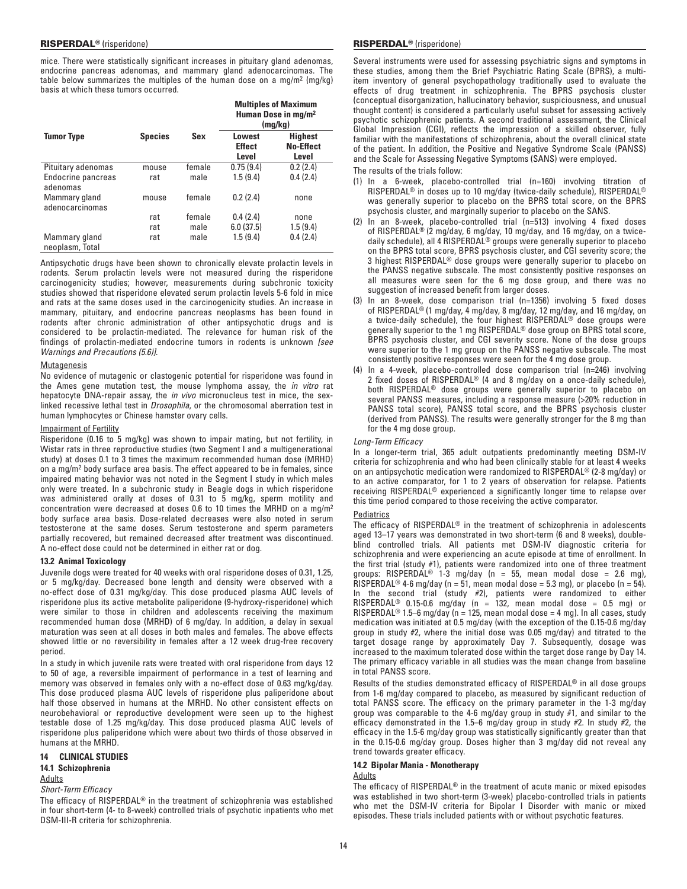mice. There were statistically significant increases in pituitary gland adenomas, endocrine pancreas adenomas, and mammary gland adenocarcinomas. The table below summarizes the multiples of the human dose on a mg/m² (mg/kg) basis at which these tumors occurred.

| Tumor Type | Species | Sex | Multiples of Maximum Human Dose in mg/m² (mg/kg) | |
|---|---|---|---|---|
| | | | Lowest Effect Level | Highest No-Effect Level |
| Pituitary adenomas | mouse | female | 0.75 (9.4) | 0.2 (2.4) |
| Endocrine pancreas adenomas | rat | male | 1.5 (9.4) | 0.4 (2.4) |
| Mammary gland adenocarcinomas | mouse | female | 0.2 (2.4) | none |
| | rat | female | 0.4 (2.4) | none |
| | rat | male | 6.0 (37.5) | 1.5 (9.4) |
| Mammary gland neoplasm, Total | rat | male | 1.5 (9.4) | 0.4 (2.4) |

Antipsychotic drugs have been shown to chronically elevate prolactin levels in rodents. Serum prolactin levels were not measured during the risperidone carcinogenicity studies; however, measurements during subchronic toxicity studies showed that risperidone elevated serum prolactin levels 5-6 fold in mice and rats at the same doses used in the carcinogenicity studies. An increase in mammary, pituitary, and endocrine pancreas neoplasms has been found in rodents after chronic administration of other antipsychotic drugs and is considered to be prolactin-mediated. The relevance for human risk of the findings of prolactin-mediated endocrine tumors in rodents is unknown *[see Warnings and Precautions (5.6)]*.

Mutagenesis

No evidence of mutagenic or clastogenic potential for risperidone was found in the Ames gene mutation test, the mouse lymphoma assay, the *in vitro* rat hepatocyte DNA-repair assay, the *in vivo* micronucleus test in mice, the sex-linked recessive lethal test in *Drosophila*, or the chromosomal aberration test in human lymphocytes or Chinese hamster ovary cells.

Impairment of Fertility

Risperidone (0.16 to 5 mg/kg) was shown to impair mating, but not fertility, in Wistar rats in three reproductive studies (two Segment I and a multigenerational study) at doses 0.1 to 3 times the maximum recommended human dose (MRHD) on a mg/m² body surface area basis. The effect appeared to be in females, since impaired mating behavior was not noted in the Segment I study in which males only were treated. In a subchronic study in Beagle dogs in which risperidone was administered orally at doses of 0.31 to 5 mg/kg, sperm motility and concentration were decreased at doses 0.6 to 10 times the MRHD on a mg/m² body surface area basis. Dose-related decreases were also noted in serum testosterone at the same doses. Serum testosterone and sperm parameters partially recovered, but remained decreased after treatment was discontinued. A no-effect dose could not be determined in either rat or dog.

### 13.2 Animal Toxicology

Juvenile dogs were treated for 40 weeks with oral risperidone doses of 0.31, 1.25, or 5 mg/kg/day. Decreased bone length and density were observed with a no-effect dose of 0.31 mg/kg/day. This dose produced plasma AUC levels of risperidone plus its active metabolite paliperidone (9-hydroxy-risperidone) which were similar to those in children and adolescents receiving the maximum recommended human dose (MRHD) of 6 mg/day. In addition, a delay in sexual maturation was seen at all doses in both males and females. The above effects showed little or no reversibility in females after a 12 week drug-free recovery period.

In a study in which juvenile rats were treated with oral risperidone from days 12 to 50 of age, a reversible impairment of performance in a test of learning and memory was observed in females only with a no-effect dose of 0.63 mg/kg/day. This dose produced plasma AUC levels of risperidone plus paliperidone about half those observed in humans at the MRHD. No other consistent effects on neurobehavioral or reproductive development were seen up to the highest testable dose of 1.25 mg/kg/day. This dose produced plasma AUC levels of risperidone plus paliperidone which were about two thirds of those observed in humans at the MRHD.

## 14 CLINICAL STUDIES

### 14.1 Schizophrenia

Adults

*Short-Term Efficacy*

The efficacy of RISPERDAL® in the treatment of schizophrenia was established in four short-term (4- to 8-week) controlled trials of psychotic inpatients who met DSM-III-R criteria for schizophrenia.

Several instruments were used for assessing psychiatric signs and symptoms in these studies, among them the Brief Psychiatric Rating Scale (BPRS), a multi-item inventory of general psychopathology traditionally used to evaluate the effects of drug treatment in schizophrenia. The BPRS psychosis cluster (conceptual disorganization, hallucinatory behavior, suspiciousness, and unusual thought content) is considered a particularly useful subset for assessing actively psychotic schizophrenic patients. A second traditional assessment, the Clinical Global Impression (CGI), reflects the impression of a skilled observer, fully familiar with the manifestations of schizophrenia, about the overall clinical state of the patient. In addition, the Positive and Negative Syndrome Scale (PANSS) and the Scale for Assessing Negative Symptoms (SANS) were employed.

The results of the trials follow:

(1) In a 6-week, placebo-controlled trial (n=160) involving titration of RISPERDAL® in doses up to 10 mg/day (twice-daily schedule), RISPERDAL® was generally superior to placebo on the BPRS total score, on the BPRS psychosis cluster, and marginally superior to placebo on the SANS.

(2) In an 8-week, placebo-controlled trial (n=513) involving 4 fixed doses of RISPERDAL® (2 mg/day, 6 mg/day, 10 mg/day, and 16 mg/day, on a twice-daily schedule), all 4 RISPERDAL® groups were generally superior to placebo on the BPRS total score, BPRS psychosis cluster, and CGI severity score; the 3 highest RISPERDAL® dose groups were generally superior to placebo on the PANSS negative subscale. The most consistently positive responses on all measures were seen for the 6 mg dose group, and there was no suggestion of increased benefit from larger doses.

(3) In an 8-week, dose comparison trial (n=1356) involving 5 fixed doses of RISPERDAL® (1 mg/day, 4 mg/day, 8 mg/day, 12 mg/day, and 16 mg/day, on a twice-daily schedule), the four highest RISPERDAL® dose groups were generally superior to the 1 mg RISPERDAL® dose group on BPRS total score, BPRS psychosis cluster, and CGI severity score. None of the dose groups were superior to the 1 mg group on the PANSS negative subscale. The most consistently positive responses were seen for the 4 mg dose group.

(4) In a 4-week, placebo-controlled dose comparison trial (n=246) involving 2 fixed doses of RISPERDAL® (4 and 8 mg/day on a once-daily schedule), both RISPERDAL® dose groups were generally superior to placebo on several PANSS measures, including a response measure (>20% reduction in PANSS total score), PANSS total score, and the BPRS psychosis cluster (derived from PANSS). The results were generally stronger for the 8 mg than for the 4 mg dose group.

*Long-Term Efficacy*

In a longer-term trial, 365 adult outpatients predominantly meeting DSM-IV criteria for schizophrenia and who had been clinically stable for at least 4 weeks on an antipsychotic medication were randomized to RISPERDAL® (2-8 mg/day) or to an active comparator, for 1 to 2 years of observation for relapse. Patients receiving RISPERDAL® experienced a significantly longer time to relapse over this time period compared to those receiving the active comparator.

Pediatrics

The efficacy of RISPERDAL® in the treatment of schizophrenia in adolescents aged 13–17 years was demonstrated in two short-term (6 and 8 weeks), double-blind controlled trials. All patients met DSM-IV diagnostic criteria for schizophrenia and were experiencing an acute episode at time of enrollment. In the first trial (study #1), patients were randomized into one of three treatment groups: RISPERDAL® 1-3 mg/day (n = 55, mean modal dose = 2.6 mg), RISPERDAL® 4-6 mg/day (n = 51, mean modal dose = 5.3 mg), or placebo (n = 54). In the second trial (study #2), patients were randomized to either RISPERDAL® 0.15-0.6 mg/day (n = 132, mean modal dose = 0.5 mg) or RISPERDAL® 1.5–6 mg/day (n = 125, mean modal dose = 4 mg). In all cases, study medication was initiated at 0.5 mg/day (with the exception of the 0.15-0.6 mg/day group in study #2, where the initial dose was 0.05 mg/day) and titrated to the target dosage range by approximately Day 7. Subsequently, dosage was increased to the maximum tolerated dose within the target dose range by Day 14. The primary efficacy variable in all studies was the mean change from baseline in total PANSS score.

Results of the studies demonstrated efficacy of RISPERDAL® in all dose groups from 1-6 mg/day compared to placebo, as measured by significant reduction of total PANSS score. The efficacy on the primary parameter in the 1-3 mg/day group was comparable to the 4-6 mg/day group in study #1, and similar to the efficacy demonstrated in the 1.5–6 mg/day group in study #2. In study #2, the efficacy in the 1.5-6 mg/day group was statistically significantly greater than that in the 0.15-0.6 mg/day group. Doses higher than 3 mg/day did not reveal any trend towards greater efficacy.

### 14.2 Bipolar Mania - Monotherapy

Adults

The efficacy of RISPERDAL® in the treatment of acute manic or mixed episodes was established in two short-term (3-week) placebo-controlled trials in patients who met the DSM-IV criteria for Bipolar I Disorder with manic or mixed episodes. These trials included patients with or without psychotic features.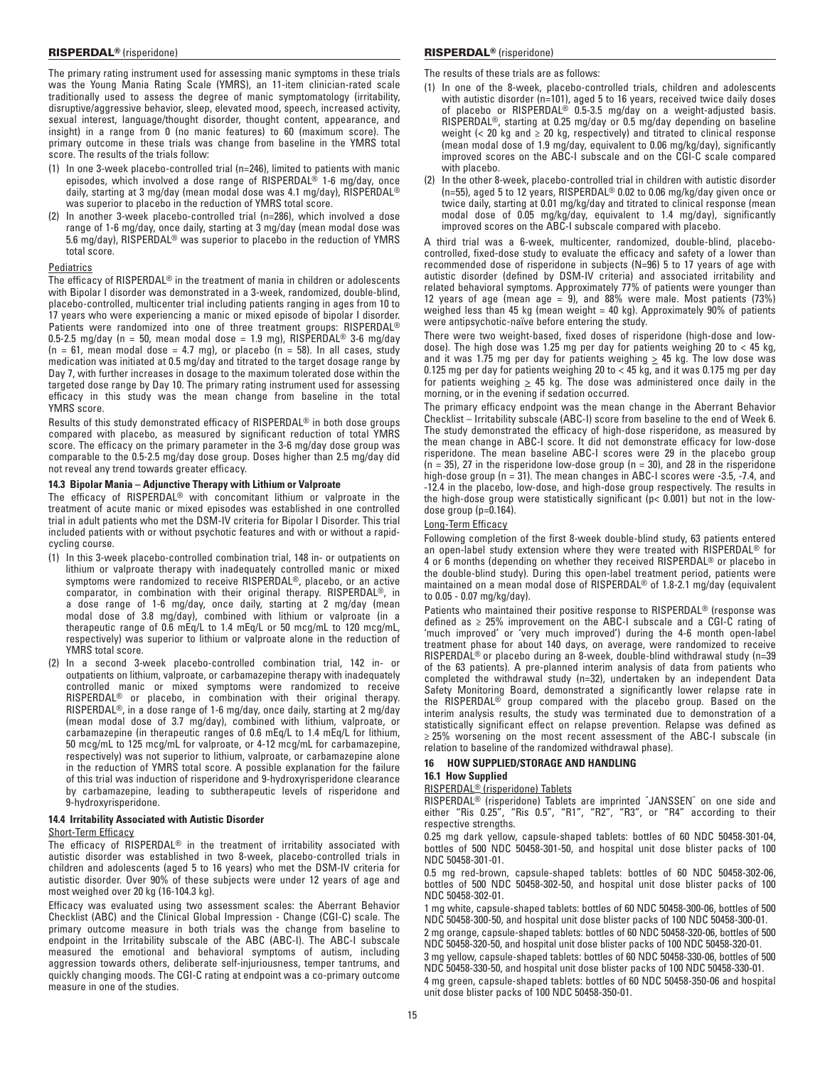The primary rating instrument used for assessing manic symptoms in these trials was the Young Mania Rating Scale (YMRS), an 11-item clinician-rated scale traditionally used to assess the degree of manic symptomatology (irritability, disruptive/aggressive behavior, sleep, elevated mood, speech, increased activity, sexual interest, language/thought disorder, thought content, appearance, and insight) in a range from 0 (no manic features) to 60 (maximum score). The primary outcome in these trials was change from baseline in the YMRS total score. The results of the trials follow:

(1) In one 3-week placebo-controlled trial (n=246), limited to patients with manic episodes, which involved a dose range of RISPERDAL® 1-6 mg/day, once daily, starting at 3 mg/day (mean modal dose was 4.1 mg/day), RISPERDAL® was superior to placebo in the reduction of YMRS total score.
(2) In another 3-week placebo-controlled trial (n=286), which involved a dose range of 1-6 mg/day, once daily, starting at 3 mg/day (mean modal dose was 5.6 mg/day), RISPERDAL® was superior to placebo in the reduction of YMRS total score.

Pediatrics

The efficacy of RISPERDAL® in the treatment of mania in children or adolescents with Bipolar I disorder was demonstrated in a 3-week, randomized, double-blind, placebo-controlled, multicenter trial including patients ranging in ages from 10 to 17 years who were experiencing a manic or mixed episode of bipolar I disorder. Patients were randomized into one of three treatment groups: RISPERDAL® 0.5-2.5 mg/day (n = 50, mean modal dose = 1.9 mg), RISPERDAL® 3-6 mg/day (n = 61, mean modal dose = 4.7 mg), or placebo (n = 58). In all cases, study medication was initiated at 0.5 mg/day and titrated to the target dosage range by Day 7, with further increases in dosage to the maximum tolerated dose within the targeted dose range by Day 10. The primary rating instrument used for assessing efficacy in this study was the mean change from baseline in the total YMRS score.

Results of this study demonstrated efficacy of RISPERDAL® in both dose groups compared with placebo, as measured by significant reduction of total YMRS score. The efficacy on the primary parameter in the 3-6 mg/day dose group was comparable to the 0.5-2.5 mg/day dose group. Doses higher than 2.5 mg/day did not reveal any trend towards greater efficacy.

### 14.3 Bipolar Mania – Adjunctive Therapy with Lithium or Valproate

The efficacy of RISPERDAL® with concomitant lithium or valproate in the treatment of acute manic or mixed episodes was established in one controlled trial in adult patients who met the DSM-IV criteria for Bipolar I Disorder. This trial included patients with or without psychotic features and with or without a rapid-cycling course.

(1) In this 3-week placebo-controlled combination trial, 148 in- or outpatients on lithium or valproate therapy with inadequately controlled manic or mixed symptoms were randomized to receive RISPERDAL®, placebo, or an active comparator, in combination with their original therapy. RISPERDAL®, in a dose range of 1-6 mg/day, once daily, starting at 2 mg/day (mean modal dose of 3.8 mg/day), combined with lithium or valproate (in a therapeutic range of 0.6 mEq/L to 1.4 mEq/L or 50 mcg/mL to 120 mcg/mL, respectively) was superior to lithium or valproate alone in the reduction of YMRS total score.
(2) In a second 3-week placebo-controlled combination trial, 142 in- or outpatients on lithium, valproate, or carbamazepine therapy with inadequately controlled manic or mixed symptoms were randomized to receive RISPERDAL® or placebo, in combination with their original therapy. RISPERDAL®, in a dose range of 1-6 mg/day, once daily, starting at 2 mg/day (mean modal dose of 3.7 mg/day), combined with lithium, valproate, or carbamazepine (in therapeutic ranges of 0.6 mEq/L to 1.4 mEq/L for lithium, 50 mcg/mL to 125 mcg/mL for valproate, or 4-12 mcg/mL for carbamazepine, respectively) was not superior to lithium, valproate, or carbamazepine alone in the reduction of YMRS total score. A possible explanation for the failure of this trial was induction of risperidone and 9-hydroxyrisperidone clearance by carbamazepine, leading to subtherapeutic levels of risperidone and 9-hydroxyrisperidone.

### 14.4 Irritability Associated with Autistic Disorder

Short-Term Efficacy

The efficacy of RISPERDAL® in the treatment of irritability associated with autistic disorder was established in two 8-week, placebo-controlled trials in children and adolescents (aged 5 to 16 years) who met the DSM-IV criteria for autistic disorder. Over 90% of these subjects were under 12 years of age and most weighed over 20 kg (16-104.3 kg).

Efficacy was evaluated using two assessment scales: the Aberrant Behavior Checklist (ABC) and the Clinical Global Impression - Change (CGI-C) scale. The primary outcome measure in both trials was the change from baseline to endpoint in the Irritability subscale of the ABC (ABC-I). The ABC-I subscale measured the emotional and behavioral symptoms of autism, including aggression towards others, deliberate self-injuriousness, temper tantrums, and quickly changing moods. The CGI-C rating at endpoint was a co-primary outcome measure in one of the studies.

The results of these trials are as follows:

(1) In one of the 8-week, placebo-controlled trials, children and adolescents with autistic disorder (n=101), aged 5 to 16 years, received twice daily doses of placebo or RISPERDAL® 0.5-3.5 mg/day on a weight-adjusted basis. RISPERDAL®, starting at 0.25 mg/day or 0.5 mg/day depending on baseline weight (< 20 kg and ≥ 20 kg, respectively) and titrated to clinical response (mean modal dose of 1.9 mg/day, equivalent to 0.06 mg/kg/day), significantly improved scores on the ABC-I subscale and on the CGI-C scale compared with placebo.
(2) In the other 8-week, placebo-controlled trial in children with autistic disorder (n=55), aged 5 to 12 years, RISPERDAL® 0.02 to 0.06 mg/kg/day given once or twice daily, starting at 0.01 mg/kg/day and titrated to clinical response (mean modal dose of 0.05 mg/kg/day, equivalent to 1.4 mg/day), significantly improved scores on the ABC-I subscale compared with placebo.

A third trial was a 6-week, multicenter, randomized, double-blind, placebo-controlled, fixed-dose study to evaluate the efficacy and safety of a lower than recommended dose of risperidone in subjects (N=96) 5 to 17 years of age with autistic disorder (defined by DSM-IV criteria) and associated irritability and related behavioral symptoms. Approximately 77% of patients were younger than 12 years of age (mean age = 9), and 88% were male. Most patients (73%) weighed less than 45 kg (mean weight = 40 kg). Approximately 90% of patients were antipsychotic-naïve before entering the study.

There were two weight-based, fixed doses of risperidone (high-dose and low-dose). The high dose was 1.25 mg per day for patients weighing 20 to < 45 kg, and it was 1.75 mg per day for patients weighing ≥ 45 kg. The low dose was 0.125 mg per day for patients weighing 20 to < 45 kg, and it was 0.175 mg per day for patients weighing ≥ 45 kg. The dose was administered once daily in the morning, or in the evening if sedation occurred.

The primary efficacy endpoint was the mean change in the Aberrant Behavior Checklist – Irritability subscale (ABC-I) score from baseline to the end of Week 6. The study demonstrated the efficacy of high-dose risperidone, as measured by the mean change in ABC-I score. It did not demonstrate efficacy for low-dose risperidone. The mean baseline ABC-I scores were 29 in the placebo group (n = 35), 27 in the risperidone low-dose group (n = 30), and 28 in the risperidone high-dose group (n = 31). The mean changes in ABC-I scores were -3.5, -7.4, and -12.4 in the placebo, low-dose, and high-dose group respectively. The results in the high-dose group were statistically significant ($p < 0.001$) but not in the low-dose group ($p=0.164$).

Long-Term Efficacy

Following completion of the first 8-week double-blind study, 63 patients entered an open-label study extension where they were treated with RISPERDAL® for 4 or 6 months (depending on whether they received RISPERDAL® or placebo in the double-blind study). During this open-label treatment period, patients were maintained on a mean modal dose of RISPERDAL® of 1.8-2.1 mg/day (equivalent to 0.05 - 0.07 mg/kg/day).

Patients who maintained their positive response to RISPERDAL® (response was defined as ≥ 25% improvement on the ABC-I subscale and a CGI-C rating of 'much improved' or 'very much improved') during the 4-6 month open-label treatment phase for about 140 days, on average, were randomized to receive RISPERDAL® or placebo during an 8-week, double-blind withdrawal study (n=39 of the 63 patients). A pre-planned interim analysis of data from patients who completed the withdrawal study (n=32), undertaken by an independent Data Safety Monitoring Board, demonstrated a significantly lower relapse rate in the RISPERDAL® group compared with the placebo group. Based on the interim analysis results, the study was terminated due to demonstration of a statistically significant effect on relapse prevention. Relapse was defined as ≥ 25% worsening on the most recent assessment of the ABC-I subscale (in relation to baseline of the randomized withdrawal phase).

## 16 HOW SUPPLIED/STORAGE AND HANDLING

### 16.1 How Supplied

RISPERDAL® (risperidone) Tablets

RISPERDAL® (risperidone) Tablets are imprinted "JANSSEN" on one side and either "Ris 0.25", "Ris 0.5", "R1", "R2", "R3", or "R4" according to their respective strengths.

0.25 mg dark yellow, capsule-shaped tablets: bottles of 60 NDC 50458-301-04, bottles of 500 NDC 50458-301-50, and hospital unit dose blister packs of 100 NDC 50458-301-01.

0.5 mg red-brown, capsule-shaped tablets: bottles of 60 NDC 50458-302-06, bottles of 500 NDC 50458-302-50, and hospital unit dose blister packs of 100 NDC 50458-302-01.

1 mg white, capsule-shaped tablets: bottles of 60 NDC 50458-300-06, bottles of 500 NDC 50458-300-50, and hospital unit dose blister packs of 100 NDC 50458-300-01.

2 mg orange, capsule-shaped tablets: bottles of 60 NDC 50458-320-06, bottles of 500 NDC 50458-320-50, and hospital unit dose blister packs of 100 NDC 50458-320-01.

3 mg yellow, capsule-shaped tablets: bottles of 60 NDC 50458-330-06, bottles of 500 NDC 50458-330-50, and hospital unit dose blister packs of 100 NDC 50458-330-01.

4 mg green, capsule-shaped tablets: bottles of 60 NDC 50458-350-06 and hospital unit dose blister packs of 100 NDC 50458-350-01.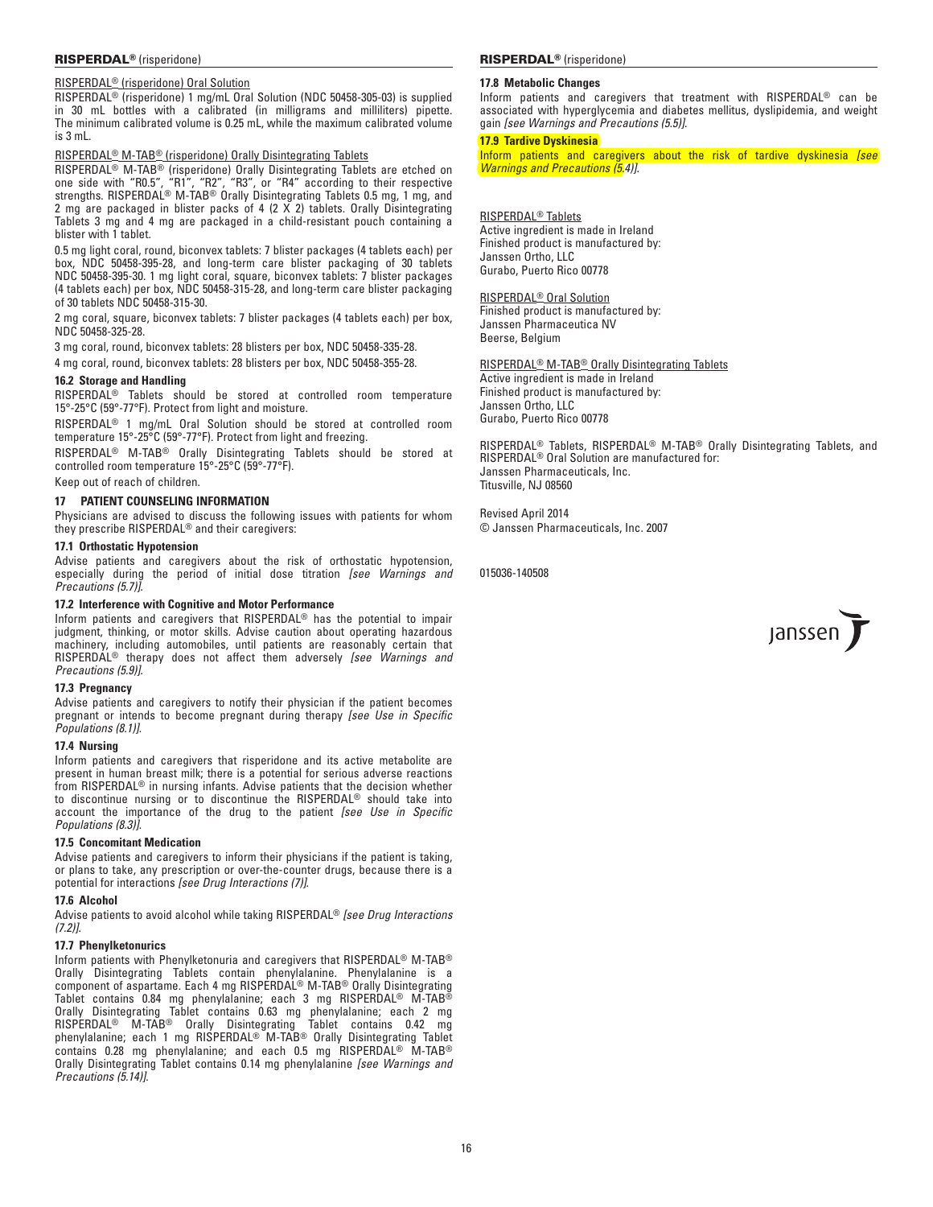RISPERDAL® (risperidone) Oral Solution

RISPERDAL® (risperidone) 1 mg/mL Oral Solution (NDC 50458-305-03) is supplied in 30 mL bottles with a calibrated (in milligrams and milliliters) pipette. The minimum calibrated volume is 0.25 mL, while the maximum calibrated volume is 3 mL.

RISPERDAL® M-TAB® (risperidone) Orally Disintegrating Tablets

RISPERDAL® M-TAB® (risperidone) Orally Disintegrating Tablets are etched on one side with "R0.5", "R1", "R2", "R3", or "R4" according to their respective strengths. RISPERDAL® M-TAB® Orally Disintegrating Tablets 0.5 mg, 1 mg, and 2 mg are packaged in blister packs of 4 (2 X 2) tablets. Orally Disintegrating Tablets 3 mg and 4 mg are packaged in a child-resistant pouch containing a blister with 1 tablet.

0.5 mg light coral, round, biconvex tablets: 7 blister packages (4 tablets each) per box, NDC 50458-395-28, and long-term care blister packaging of 30 tablets NDC 50458-395-30. 1 mg light coral, square, biconvex tablets: 7 blister packages (4 tablets each) per box, NDC 50458-315-28, and long-term care blister packaging of 30 tablets NDC 50458-315-30.

2 mg coral, square, biconvex tablets: 7 blister packages (4 tablets each) per box, NDC 50458-325-28.

3 mg coral, round, biconvex tablets: 28 blisters per box, NDC 50458-335-28.

4 mg coral, round, biconvex tablets: 28 blisters per box, NDC 50458-355-28.

### 16.2 Storage and Handling

RISPERDAL® Tablets should be stored at controlled room temperature 15°-25°C (59°-77°F). Protect from light and moisture.

RISPERDAL® 1 mg/mL Oral Solution should be stored at controlled room temperature 15°-25°C (59°-77°F). Protect from light and freezing.

RISPERDAL® M-TAB® Orally Disintegrating Tablets should be stored at controlled room temperature 15°-25°C (59°-77°F).

Keep out of reach of children.

## 17 PATIENT COUNSELING INFORMATION

Physicians are advised to discuss the following issues with patients for whom they prescribe RISPERDAL® and their caregivers:

### 17.1 Orthostatic Hypotension

Advise patients and caregivers about the risk of orthostatic hypotension, especially during the period of initial dose titration *[see Warnings and Precautions (5.7)]*.

### 17.2 Interference with Cognitive and Motor Performance

Inform patients and caregivers that RISPERDAL® has the potential to impair judgment, thinking, or motor skills. Advise caution about operating hazardous machinery, including automobiles, until patients are reasonably certain that RISPERDAL® therapy does not affect them adversely *[see Warnings and Precautions (5.9)]*.

### 17.3 Pregnancy

Advise patients and caregivers to notify their physician if the patient becomes pregnant or intends to become pregnant during therapy *[see Use in Specific Populations (8.1)]*.

### 17.4 Nursing

Inform patients and caregivers that risperidone and its active metabolite are present in human breast milk; there is a potential for serious adverse reactions from RISPERDAL® in nursing infants. Advise patients that the decision whether to discontinue nursing or to discontinue the RISPERDAL® should take into account the importance of the drug to the patient *[see Use in Specific Populations (8.3)]*.

### 17.5 Concomitant Medication

Advise patients and caregivers to inform their physicians if the patient is taking, or plans to take, any prescription or over-the-counter drugs, because there is a potential for interactions *[see Drug Interactions (7)]*.

### 17.6 Alcohol

Advise patients to avoid alcohol while taking RISPERDAL® *[see Drug Interactions (7.2)]*.

### 17.7 Phenylketonurics

Inform patients with Phenylketonuria and caregivers that RISPERDAL® M-TAB® Orally Disintegrating Tablets contain phenylalanine. Phenylalanine is a component of aspartame. Each 4 mg RISPERDAL® M-TAB® Orally Disintegrating Tablet contains 0.84 mg phenylalanine; each 3 mg RISPERDAL® M-TAB® Orally Disintegrating Tablet contains 0.63 mg phenylalanine; each 2 mg RISPERDAL® M-TAB® Orally Disintegrating Tablet contains 0.42 mg phenylalanine; each 1 mg RISPERDAL® M-TAB® Orally Disintegrating Tablet contains 0.28 mg phenylalanine; and each 0.5 mg RISPERDAL® M-TAB® Orally Disintegrating Tablet contains 0.14 mg phenylalanine *[see Warnings and Precautions (5.14)]*.

### 17.8 Metabolic Changes

Inform patients and caregivers that treatment with RISPERDAL® can be associated with hyperglycemia and diabetes mellitus, dyslipidemia, and weight gain *[see Warnings and Precautions (5.5)]*.

### 17.9 Tardive Dyskinesia

Inform patients and caregivers about the risk of tardive dyskinesia *[see Warnings and Precautions (5.4)]*.

RISPERDAL® Tablets
Active ingredient is made in Ireland
Finished product is manufactured by:
Janssen Ortho, LLC
Gurabo, Puerto Rico 00778

RISPERDAL® Oral Solution
Finished product is manufactured by:
Janssen Pharmaceutica NV
Beerse, Belgium

RISPERDAL® M-TAB® Orally Disintegrating Tablets
Active ingredient is made in Ireland
Finished product is manufactured by:
Janssen Ortho, LLC
Gurabo, Puerto Rico 00778

RISPERDAL® Tablets, RISPERDAL® M-TAB® Orally Disintegrating Tablets, and RISPERDAL® Oral Solution are manufactured for:
Janssen Pharmaceuticals, Inc.
Titusville, NJ 08560

Revised April 2014
© Janssen Pharmaceuticals, Inc. 2007

015036-140508

janssen